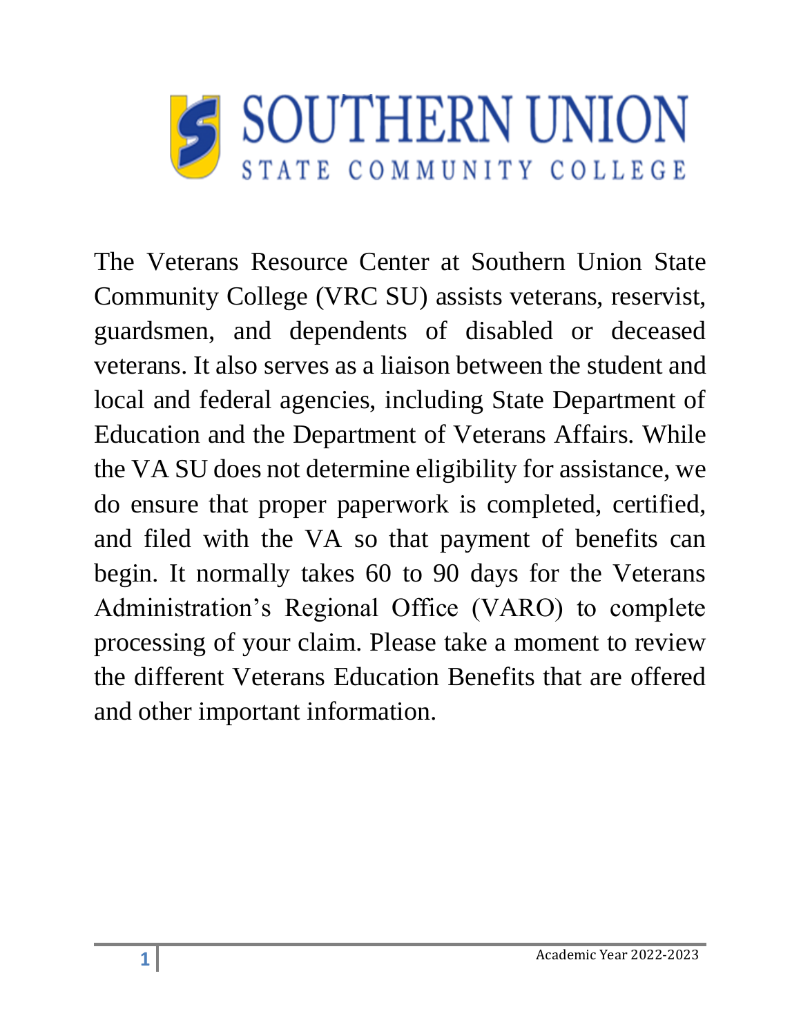# SOUTHERN UNION

STATE COMMUNITY COLLEGE

The Veterans Resource Center at Southern Union State Community College (VRC SU) assists veterans, reservist, guardsmen, and dependents of disabled or deceased veterans. It also serves as a liaison between the student and local and federal agencies, including State Department of Education and the Department of Veterans Affairs. While the VA SU does not determine eligibility for assistance, we do ensure that proper paperwork is completed, certified, and filed with the VA so that payment of benefits can begin. It normally takes 60 to 90 days for the Veterans Administration's Regional Office (VARO) to complete processing of your claim. Please take a moment to review the different Veterans Education Benefits that are offered and other important information.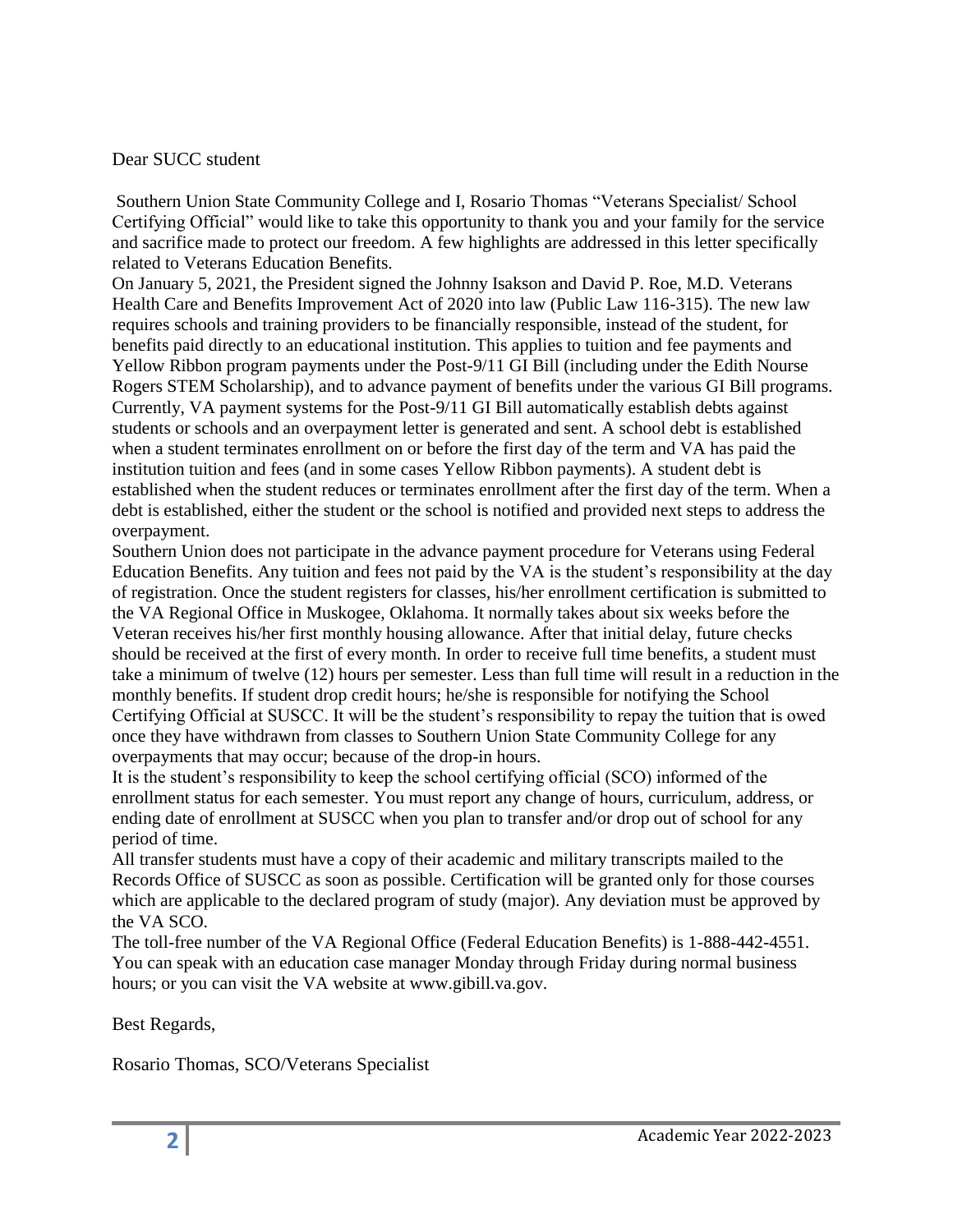Dear SUCC student

Southern Union State Community College and I, Rosario Thomas "Veterans Specialist/ School Certifying Official" would like to take this opportunity to thank you and your family for the service and sacrifice made to protect our freedom. A few highlights are addressed in this letter specifically related to Veterans Education Benefits.

On January 5, 2021, the President signed the Johnny Isakson and David P. Roe, M.D. Veterans Health Care and Benefits Improvement Act of 2020 into law (Public Law 116-315). The new law requires schools and training providers to be financially responsible, instead of the student, for benefits paid directly to an educational institution. This applies to tuition and fee payments and Yellow Ribbon program payments under the Post-9/11 GI Bill (including under the Edith Nourse Rogers STEM Scholarship), and to advance payment of benefits under the various GI Bill programs. Currently, VA payment systems for the Post-9/11 GI Bill automatically establish debts against students or schools and an overpayment letter is generated and sent. A school debt is established when a student terminates enrollment on or before the first day of the term and VA has paid the institution tuition and fees (and in some cases Yellow Ribbon payments). A student debt is established when the student reduces or terminates enrollment after the first day of the term. When a debt is established, either the student or the school is notified and provided next steps to address the overpayment.

Southern Union does not participate in the advance payment procedure for Veterans using Federal Education Benefits. Any tuition and fees not paid by the VA is the student's responsibility at the day of registration. Once the student registers for classes, his/her enrollment certification is submitted to the VA Regional Office in Muskogee, Oklahoma. It normally takes about six weeks before the Veteran receives his/her first monthly housing allowance. After that initial delay, future checks should be received at the first of every month. In order to receive full time benefits, a student must take a minimum of twelve (12) hours per semester. Less than full time will result in a reduction in the monthly benefits. If student drop credit hours; he/she is responsible for notifying the School Certifying Official at SUSCC. It will be the student's responsibility to repay the tuition that is owed once they have withdrawn from classes to Southern Union State Community College for any overpayments that may occur; because of the drop-in hours.

It is the student's responsibility to keep the school certifying official (SCO) informed of the enrollment status for each semester. You must report any change of hours, curriculum, address, or ending date of enrollment at SUSCC when you plan to transfer and/or drop out of school for any period of time.

All transfer students must have a copy of their academic and military transcripts mailed to the Records Office of SUSCC as soon as possible. Certification will be granted only for those courses which are applicable to the declared program of study (major). Any deviation must be approved by the VA SCO.

The toll-free number of the VA Regional Office (Federal Education Benefits) is 1-888-442-4551. You can speak with an education case manager Monday through Friday during normal business hours; or you can visit the VA website at www.gibill.va.gov.

Best Regards,

Rosario Thomas, SCO/Veterans Specialist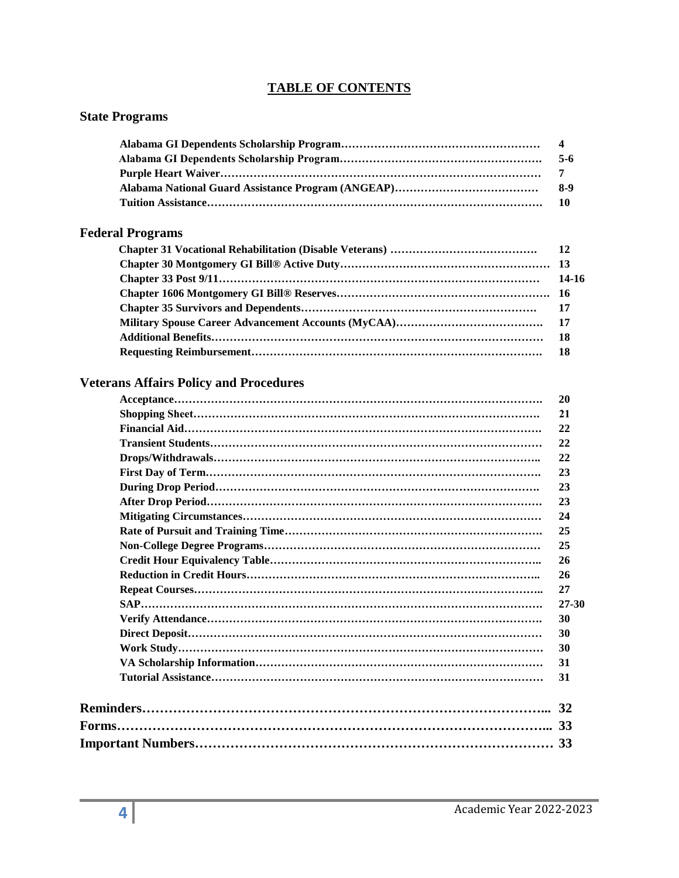# TABLE OF CONTENTS

## State Programs

| | |
|---|---|
| **Alabama GI Dependents Scholarship Program** | **4** |
| **Alabama GI Dependents Scholarship Program** | **5-6** |
| **Purple Heart Waiver** | **7** |
| **Alabama National Guard Assistance Program (ANGEAP)** | **8-9** |
| **Tuition Assistance** | **10** |

## Federal Programs

| | |
|---|---|
| **Chapter 31 Vocational Rehabilitation (Disable Veterans)** | **12** |
| **Chapter 30 Montgomery GI Bill® Active Duty** | **13** |
| **Chapter 33 Post 9/11** | **14-16** |
| **Chapter 1606 Montgomery GI Bill® Reserves** | **16** |
| **Chapter 35 Survivors and Dependents** | **17** |
| **Military Spouse Career Advancement Accounts (MyCAA)** | **17** |
| **Additional Benefits** | **18** |
| **Requesting Reimbursement** | **18** |

## Veterans Affairs Policy and Procedures

| | |
|---|---|
| **Acceptance** | **20** |
| **Shopping Sheet** | **21** |
| **Financial Aid** | **22** |
| **Transient Students** | **22** |
| **Drops/Withdrawals** | **22** |
| **First Day of Term** | **23** |
| **During Drop Period** | **23** |
| **After Drop Period** | **23** |
| **Mitigating Circumstances** | **24** |
| **Rate of Pursuit and Training Time** | **25** |
| **Non-College Degree Programs** | **25** |
| **Credit Hour Equivalency Table** | **26** |
| **Reduction in Credit Hours** | **26** |
| **Repeat Courses** | **27** |
| **SAP** | **27-30** |
| **Verify Attendance** | **30** |
| **Direct Deposit** | **30** |
| **Work Study** | **30** |
| **VA Scholarship Information** | **31** |
| **Tutorial Assistance** | **31** |

| | |
|---|---|
| **Reminders** | **32** |
| **Forms** | **33** |
| **Important Numbers** | **33** |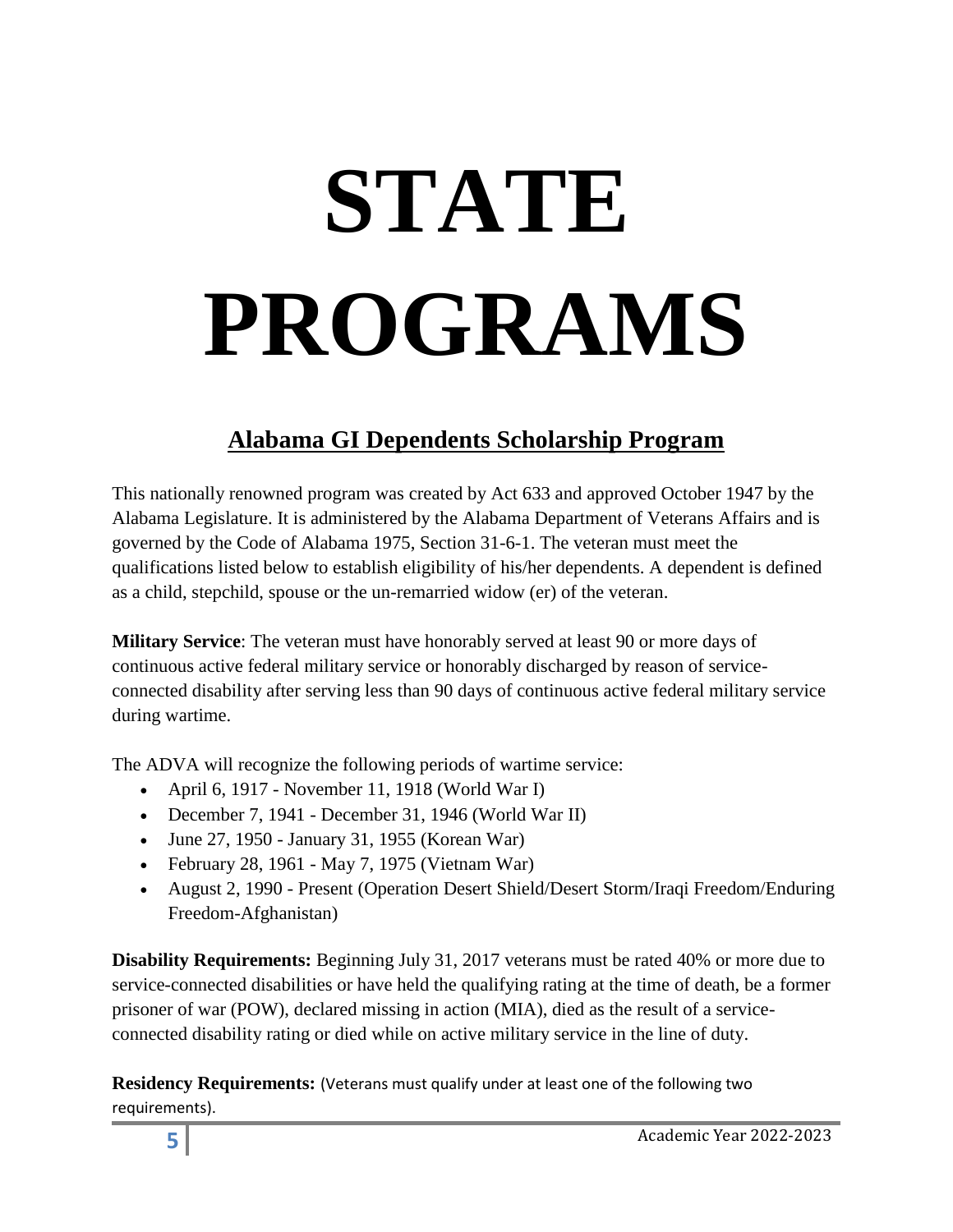# STATE PROGRAMS

## Alabama GI Dependents Scholarship Program

This nationally renowned program was created by Act 633 and approved October 1947 by the Alabama Legislature. It is administered by the Alabama Department of Veterans Affairs and is governed by the Code of Alabama 1975, Section 31-6-1. The veteran must meet the qualifications listed below to establish eligibility of his/her dependents. A dependent is defined as a child, stepchild, spouse or the un-remarried widow (er) of the veteran.

**Military Service**: The veteran must have honorably served at least 90 or more days of continuous active federal military service or honorably discharged by reason of service-connected disability after serving less than 90 days of continuous active federal military service during wartime.

The ADVA will recognize the following periods of wartime service:

- April 6, 1917 - November 11, 1918 (World War I)
- December 7, 1941 - December 31, 1946 (World War II)
- June 27, 1950 - January 31, 1955 (Korean War)
- February 28, 1961 - May 7, 1975 (Vietnam War)
- August 2, 1990 - Present (Operation Desert Shield/Desert Storm/Iraqi Freedom/Enduring Freedom-Afghanistan)

**Disability Requirements:** Beginning July 31, 2017 veterans must be rated 40% or more due to service-connected disabilities or have held the qualifying rating at the time of death, be a former prisoner of war (POW), declared missing in action (MIA), died as the result of a service-connected disability rating or died while on active military service in the line of duty.

**Residency Requirements:** (Veterans must qualify under at least one of the following two requirements).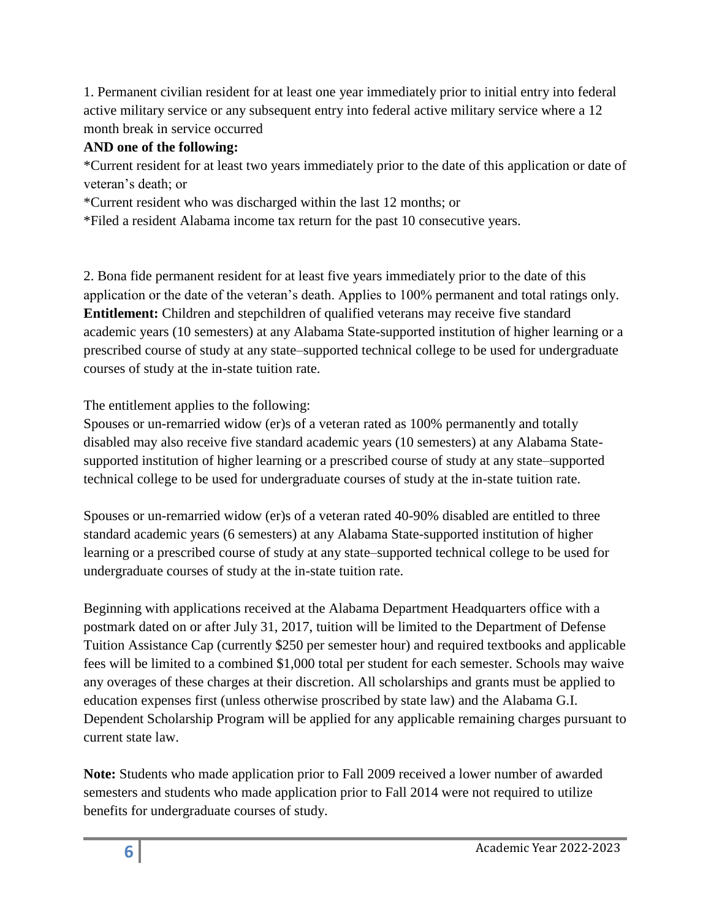1. Permanent civilian resident for at least one year immediately prior to initial entry into federal active military service or any subsequent entry into federal active military service where a 12 month break in service occurred

**AND one of the following:**

*Current resident for at least two years immediately prior to the date of this application or date of veteran's death; or

*Current resident who was discharged within the last 12 months; or

*Filed a resident Alabama income tax return for the past 10 consecutive years.

2. Bona fide permanent resident for at least five years immediately prior to the date of this application or the date of the veteran's death. Applies to 100% permanent and total ratings only.

**Entitlement:** Children and stepchildren of qualified veterans may receive five standard academic years (10 semesters) at any Alabama State-supported institution of higher learning or a prescribed course of study at any state–supported technical college to be used for undergraduate courses of study at the in-state tuition rate.

The entitlement applies to the following:

Spouses or un-remarried widow (er)s of a veteran rated as 100% permanently and totally disabled may also receive five standard academic years (10 semesters) at any Alabama State-supported institution of higher learning or a prescribed course of study at any state–supported technical college to be used for undergraduate courses of study at the in-state tuition rate.

Spouses or un-remarried widow (er)s of a veteran rated 40-90% disabled are entitled to three standard academic years (6 semesters) at any Alabama State-supported institution of higher learning or a prescribed course of study at any state–supported technical college to be used for undergraduate courses of study at the in-state tuition rate.

Beginning with applications received at the Alabama Department Headquarters office with a postmark dated on or after July 31, 2017, tuition will be limited to the Department of Defense Tuition Assistance Cap (currently $250 per semester hour) and required textbooks and applicable fees will be limited to a combined $1,000 total per student for each semester. Schools may waive any overages of these charges at their discretion. All scholarships and grants must be applied to education expenses first (unless otherwise proscribed by state law) and the Alabama G.I. Dependent Scholarship Program will be applied for any applicable remaining charges pursuant to current state law.

**Note:** Students who made application prior to Fall 2009 received a lower number of awarded semesters and students who made application prior to Fall 2014 were not required to utilize benefits for undergraduate courses of study.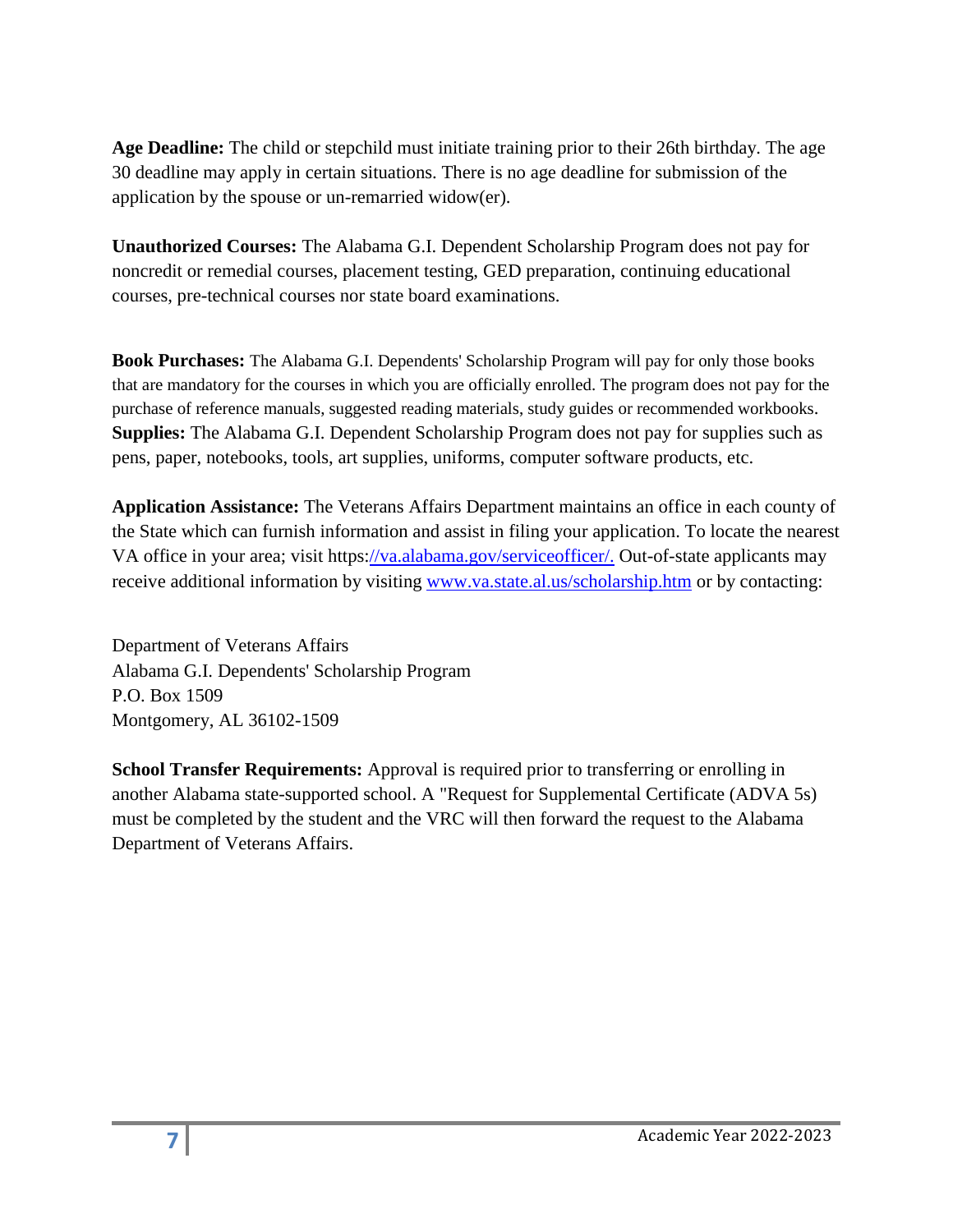**Age Deadline:** The child or stepchild must initiate training prior to their 26th birthday. The age 30 deadline may apply in certain situations. There is no age deadline for submission of the application by the spouse or un-remarried widow(er).

**Unauthorized Courses:** The Alabama G.I. Dependent Scholarship Program does not pay for noncredit or remedial courses, placement testing, GED preparation, continuing educational courses, pre-technical courses nor state board examinations.

**Book Purchases:** The Alabama G.I. Dependents' Scholarship Program will pay for only those books that are mandatory for the courses in which you are officially enrolled. The program does not pay for the purchase of reference manuals, suggested reading materials, study guides or recommended workbooks.
**Supplies:** The Alabama G.I. Dependent Scholarship Program does not pay for supplies such as pens, paper, notebooks, tools, art supplies, uniforms, computer software products, etc.

**Application Assistance:** The Veterans Affairs Department maintains an office in each county of the State which can furnish information and assist in filing your application. To locate the nearest VA office in your area; visit https://va.alabama.gov/serviceofficer/. Out-of-state applicants may receive additional information by visiting www.va.state.al.us/scholarship.htm or by contacting:

Department of Veterans Affairs
Alabama G.I. Dependents' Scholarship Program
P.O. Box 1509
Montgomery, AL 36102-1509

**School Transfer Requirements:** Approval is required prior to transferring or enrolling in another Alabama state-supported school. A "Request for Supplemental Certificate (ADVA 5s) must be completed by the student and the VRC will then forward the request to the Alabama Department of Veterans Affairs.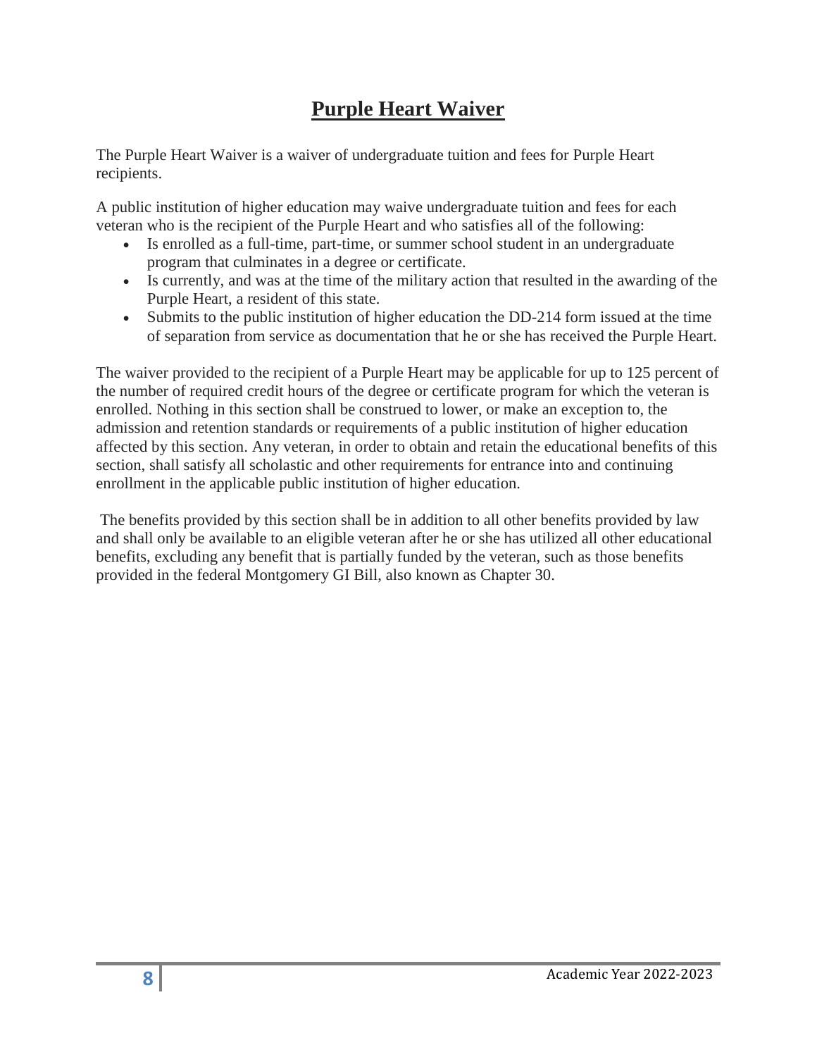# Purple Heart Waiver

The Purple Heart Waiver is a waiver of undergraduate tuition and fees for Purple Heart recipients.

A public institution of higher education may waive undergraduate tuition and fees for each veteran who is the recipient of the Purple Heart and who satisfies all of the following:

- Is enrolled as a full-time, part-time, or summer school student in an undergraduate program that culminates in a degree or certificate.
- Is currently, and was at the time of the military action that resulted in the awarding of the Purple Heart, a resident of this state.
- Submits to the public institution of higher education the DD-214 form issued at the time of separation from service as documentation that he or she has received the Purple Heart.

The waiver provided to the recipient of a Purple Heart may be applicable for up to 125 percent of the number of required credit hours of the degree or certificate program for which the veteran is enrolled. Nothing in this section shall be construed to lower, or make an exception to, the admission and retention standards or requirements of a public institution of higher education affected by this section. Any veteran, in order to obtain and retain the educational benefits of this section, shall satisfy all scholastic and other requirements for entrance into and continuing enrollment in the applicable public institution of higher education.

The benefits provided by this section shall be in addition to all other benefits provided by law and shall only be available to an eligible veteran after he or she has utilized all other educational benefits, excluding any benefit that is partially funded by the veteran, such as those benefits provided in the federal Montgomery GI Bill, also known as Chapter 30.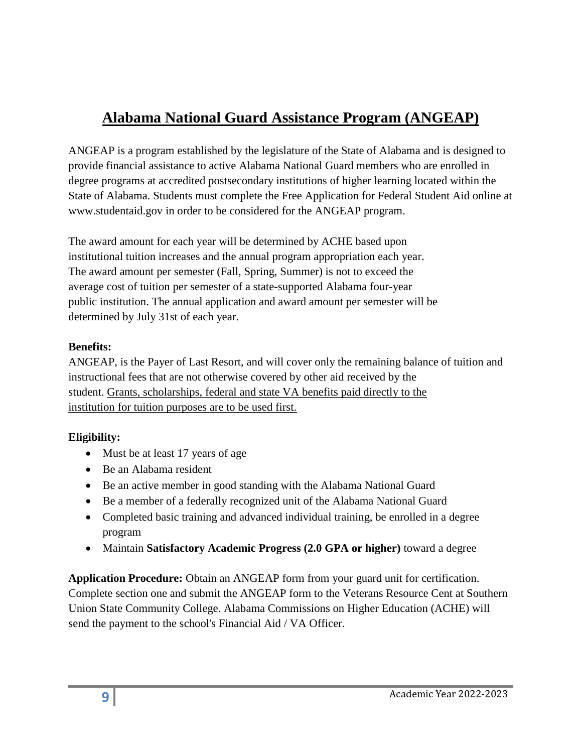# Alabama National Guard Assistance Program (ANGEAP)

ANGEAP is a program established by the legislature of the State of Alabama and is designed to provide financial assistance to active Alabama National Guard members who are enrolled in degree programs at accredited postsecondary institutions of higher learning located within the State of Alabama. Students must complete the Free Application for Federal Student Aid online at www.studentaid.gov in order to be considered for the ANGEAP program.

The award amount for each year will be determined by ACHE based upon institutional tuition increases and the annual program appropriation each year. The award amount per semester (Fall, Spring, Summer) is not to exceed the average cost of tuition per semester of a state-supported Alabama four-year public institution. The annual application and award amount per semester will be determined by July 31st of each year.

**Benefits:**
ANGEAP, is the Payer of Last Resort, and will cover only the remaining balance of tuition and instructional fees that are not otherwise covered by other aid received by the student. Grants, scholarships, federal and state VA benefits paid directly to the institution for tuition purposes are to be used first.

**Eligibility:**

- Must be at least 17 years of age
- Be an Alabama resident
- Be an active member in good standing with the Alabama National Guard
- Be a member of a federally recognized unit of the Alabama National Guard
- Completed basic training and advanced individual training, be enrolled in a degree program
- Maintain **Satisfactory Academic Progress (2.0 GPA or higher)** toward a degree

**Application Procedure:** Obtain an ANGEAP form from your guard unit for certification. Complete section one and submit the ANGEAP form to the Veterans Resource Cent at Southern Union State Community College. Alabama Commissions on Higher Education (ACHE) will send the payment to the school's Financial Aid / VA Officer.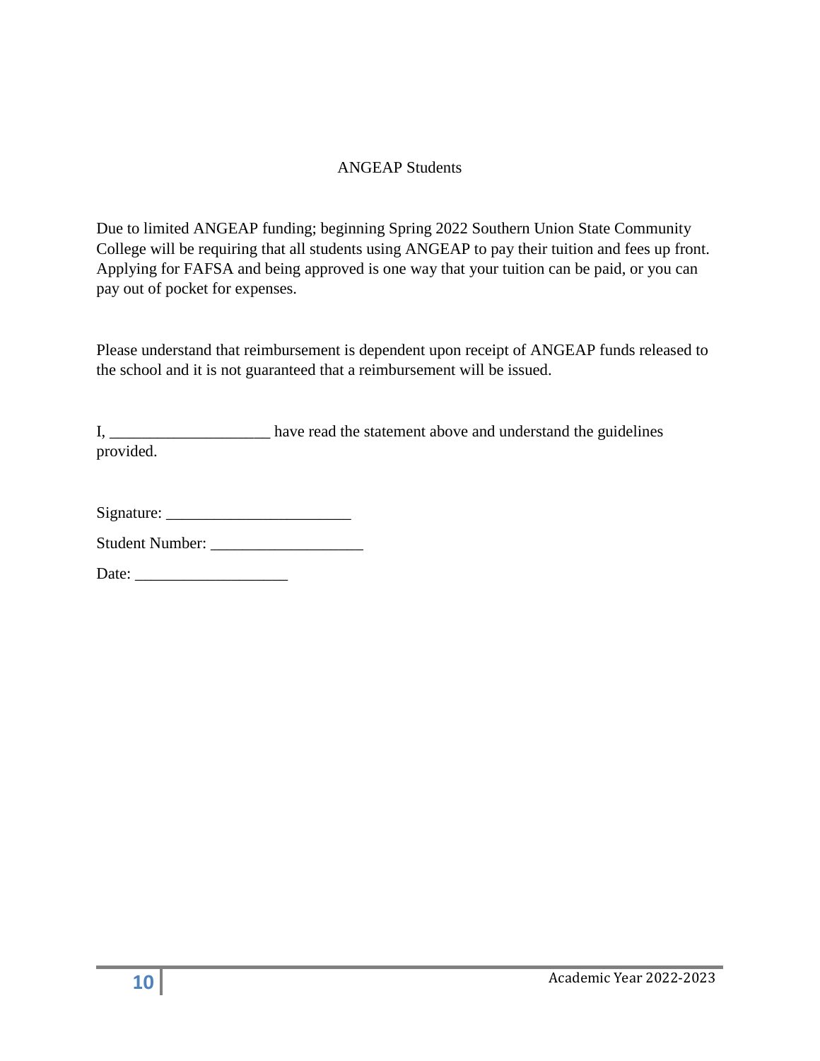# ANGEAP Students

Due to limited ANGEAP funding; beginning Spring 2022 Southern Union State Community College will be requiring that all students using ANGEAP to pay their tuition and fees up front. Applying for FAFSA and being approved is one way that your tuition can be paid, or you can pay out of pocket for expenses.

Please understand that reimbursement is dependent upon receipt of ANGEAP funds released to the school and it is not guaranteed that a reimbursement will be issued.

I, ____________________ have read the statement above and understand the guidelines provided.

Signature: _______________________

Student Number: ___________________

Date: ___________________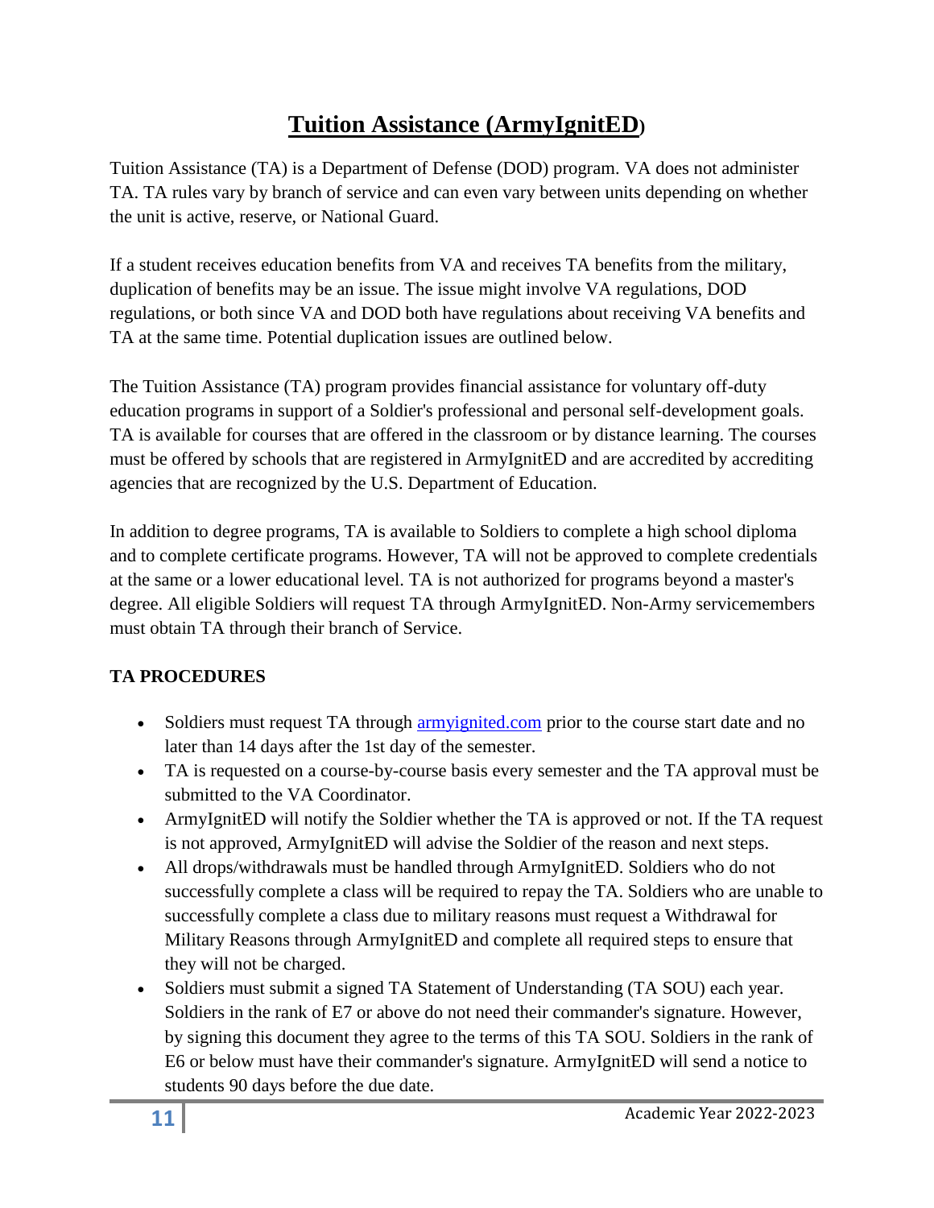# Tuition Assistance (ArmyIgnitED)

Tuition Assistance (TA) is a Department of Defense (DOD) program. VA does not administer TA. TA rules vary by branch of service and can even vary between units depending on whether the unit is active, reserve, or National Guard.

If a student receives education benefits from VA and receives TA benefits from the military, duplication of benefits may be an issue. The issue might involve VA regulations, DOD regulations, or both since VA and DOD both have regulations about receiving VA benefits and TA at the same time. Potential duplication issues are outlined below.

The Tuition Assistance (TA) program provides financial assistance for voluntary off-duty education programs in support of a Soldier's professional and personal self-development goals. TA is available for courses that are offered in the classroom or by distance learning. The courses must be offered by schools that are registered in ArmyIgnitED and are accredited by accrediting agencies that are recognized by the U.S. Department of Education.

In addition to degree programs, TA is available to Soldiers to complete a high school diploma and to complete certificate programs. However, TA will not be approved to complete credentials at the same or a lower educational level. TA is not authorized for programs beyond a master's degree. All eligible Soldiers will request TA through ArmyIgnitED. Non-Army servicemembers must obtain TA through their branch of Service.

**TA PROCEDURES**

- Soldiers must request TA through [armyignited.com](armyignited.com) prior to the course start date and no later than 14 days after the 1st day of the semester.
- TA is requested on a course-by-course basis every semester and the TA approval must be submitted to the VA Coordinator.
- ArmyIgnitED will notify the Soldier whether the TA is approved or not. If the TA request is not approved, ArmyIgnitED will advise the Soldier of the reason and next steps.
- All drops/withdrawals must be handled through ArmyIgnitED. Soldiers who do not successfully complete a class will be required to repay the TA. Soldiers who are unable to successfully complete a class due to military reasons must request a Withdrawal for Military Reasons through ArmyIgnitED and complete all required steps to ensure that they will not be charged.
- Soldiers must submit a signed TA Statement of Understanding (TA SOU) each year. Soldiers in the rank of E7 or above do not need their commander's signature. However, by signing this document they agree to the terms of this TA SOU. Soldiers in the rank of E6 or below must have their commander's signature. ArmyIgnitED will send a notice to students 90 days before the due date.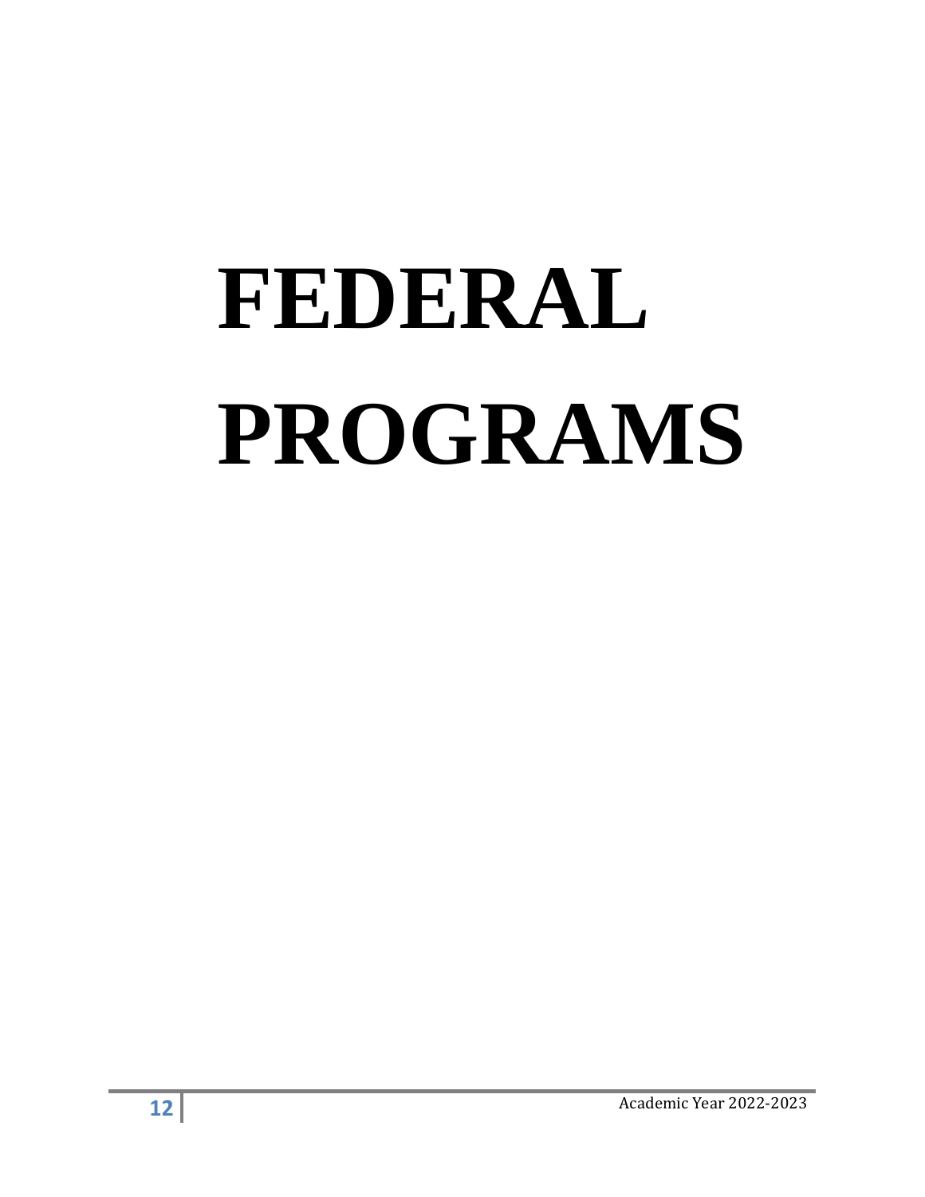# FEDERAL PROGRAMS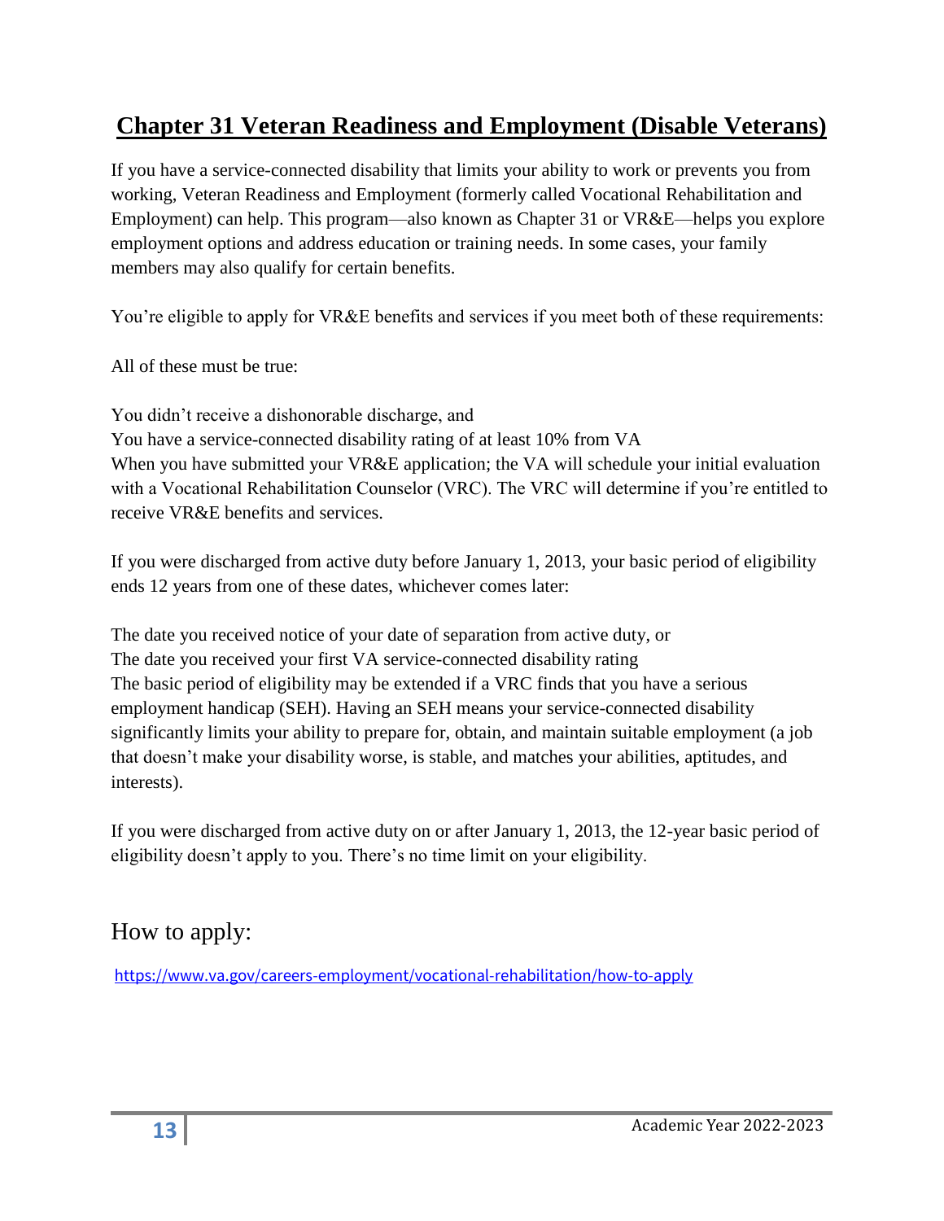## **Chapter 31 Veteran Readiness and Employment (Disable Veterans)**

If you have a service-connected disability that limits your ability to work or prevents you from working, Veteran Readiness and Employment (formerly called Vocational Rehabilitation and Employment) can help. This program—also known as Chapter 31 or VR&E—helps you explore employment options and address education or training needs. In some cases, your family members may also qualify for certain benefits.

You're eligible to apply for VR&E benefits and services if you meet both of these requirements:

All of these must be true:

You didn't receive a dishonorable discharge, and
You have a service-connected disability rating of at least 10% from VA
When you have submitted your VR&E application; the VA will schedule your initial evaluation with a Vocational Rehabilitation Counselor (VRC). The VRC will determine if you're entitled to receive VR&E benefits and services.

If you were discharged from active duty before January 1, 2013, your basic period of eligibility ends 12 years from one of these dates, whichever comes later:

The date you received notice of your date of separation from active duty, or
The date you received your first VA service-connected disability rating
The basic period of eligibility may be extended if a VRC finds that you have a serious employment handicap (SEH). Having an SEH means your service-connected disability significantly limits your ability to prepare for, obtain, and maintain suitable employment (a job that doesn't make your disability worse, is stable, and matches your abilities, aptitudes, and interests).

If you were discharged from active duty on or after January 1, 2013, the 12-year basic period of eligibility doesn't apply to you. There's no time limit on your eligibility.

## How to apply:

https://www.va.gov/careers-employment/vocational-rehabilitation/how-to-apply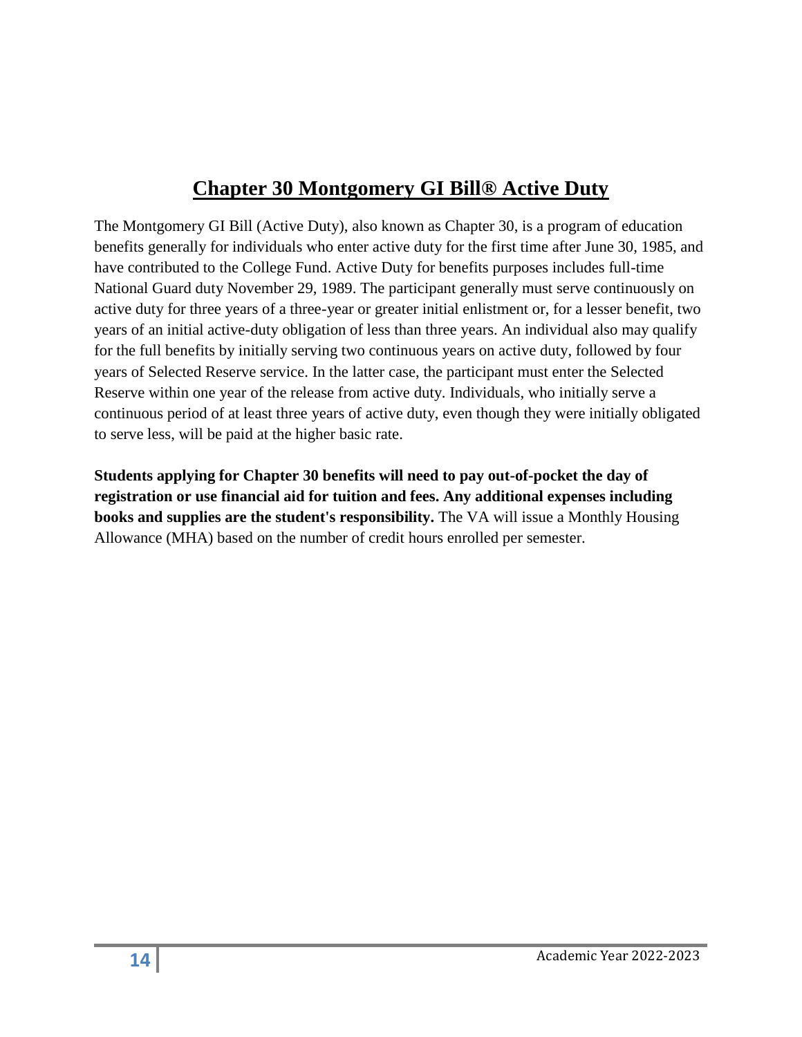# Chapter 30 Montgomery GI Bill® Active Duty

The Montgomery GI Bill (Active Duty), also known as Chapter 30, is a program of education benefits generally for individuals who enter active duty for the first time after June 30, 1985, and have contributed to the College Fund. Active Duty for benefits purposes includes full-time National Guard duty November 29, 1989. The participant generally must serve continuously on active duty for three years of a three-year or greater initial enlistment or, for a lesser benefit, two years of an initial active-duty obligation of less than three years. An individual also may qualify for the full benefits by initially serving two continuous years on active duty, followed by four years of Selected Reserve service. In the latter case, the participant must enter the Selected Reserve within one year of the release from active duty. Individuals, who initially serve a continuous period of at least three years of active duty, even though they were initially obligated to serve less, will be paid at the higher basic rate.

**Students applying for Chapter 30 benefits will need to pay out-of-pocket the day of registration or use financial aid for tuition and fees. Any additional expenses including books and supplies are the student's responsibility.** The VA will issue a Monthly Housing Allowance (MHA) based on the number of credit hours enrolled per semester.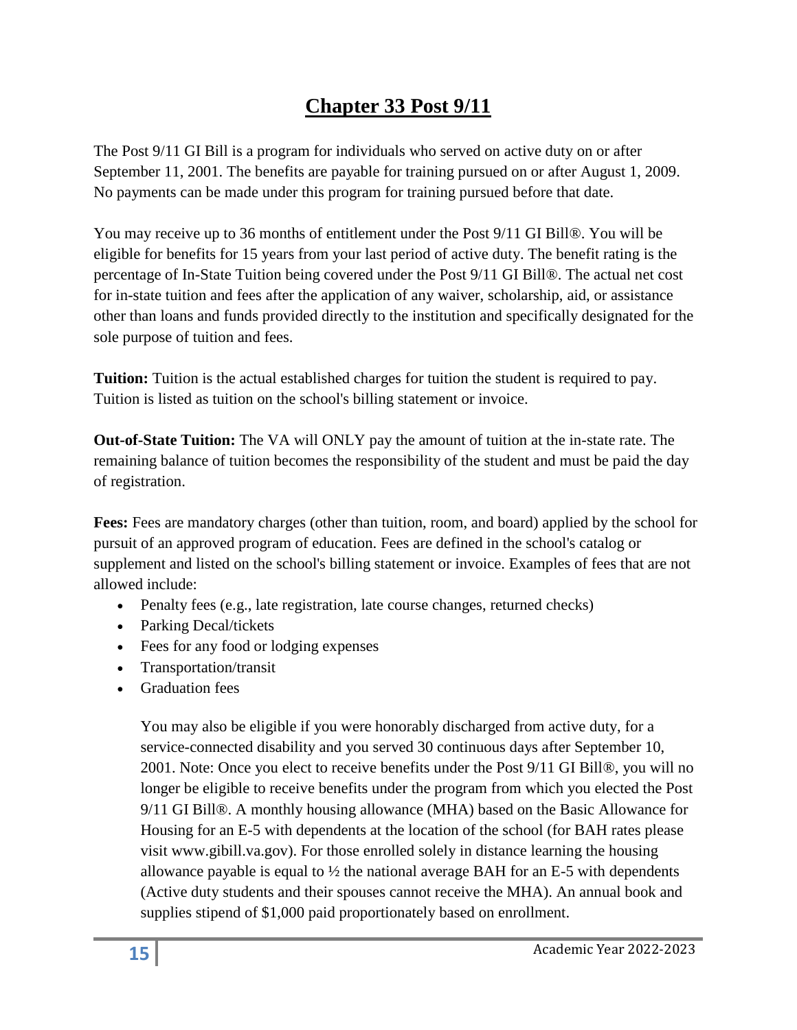# Chapter 33 Post 9/11

The Post 9/11 GI Bill is a program for individuals who served on active duty on or after September 11, 2001. The benefits are payable for training pursued on or after August 1, 2009. No payments can be made under this program for training pursued before that date.

You may receive up to 36 months of entitlement under the Post 9/11 GI Bill®. You will be eligible for benefits for 15 years from your last period of active duty. The benefit rating is the percentage of In-State Tuition being covered under the Post 9/11 GI Bill®. The actual net cost for in-state tuition and fees after the application of any waiver, scholarship, aid, or assistance other than loans and funds provided directly to the institution and specifically designated for the sole purpose of tuition and fees.

**Tuition:** Tuition is the actual established charges for tuition the student is required to pay. Tuition is listed as tuition on the school's billing statement or invoice.

**Out-of-State Tuition:** The VA will ONLY pay the amount of tuition at the in-state rate. The remaining balance of tuition becomes the responsibility of the student and must be paid the day of registration.

**Fees:** Fees are mandatory charges (other than tuition, room, and board) applied by the school for pursuit of an approved program of education. Fees are defined in the school's catalog or supplement and listed on the school's billing statement or invoice. Examples of fees that are not allowed include:

- Penalty fees (e.g., late registration, late course changes, returned checks)
- Parking Decal/tickets
- Fees for any food or lodging expenses
- Transportation/transit
- Graduation fees

You may also be eligible if you were honorably discharged from active duty, for a service-connected disability and you served 30 continuous days after September 10, 2001. Note: Once you elect to receive benefits under the Post 9/11 GI Bill®, you will no longer be eligible to receive benefits under the program from which you elected the Post 9/11 GI Bill®. A monthly housing allowance (MHA) based on the Basic Allowance for Housing for an E-5 with dependents at the location of the school (for BAH rates please visit www.gibill.va.gov). For those enrolled solely in distance learning the housing allowance payable is equal to ½ the national average BAH for an E-5 with dependents (Active duty students and their spouses cannot receive the MHA). An annual book and supplies stipend of $1,000 paid proportionately based on enrollment.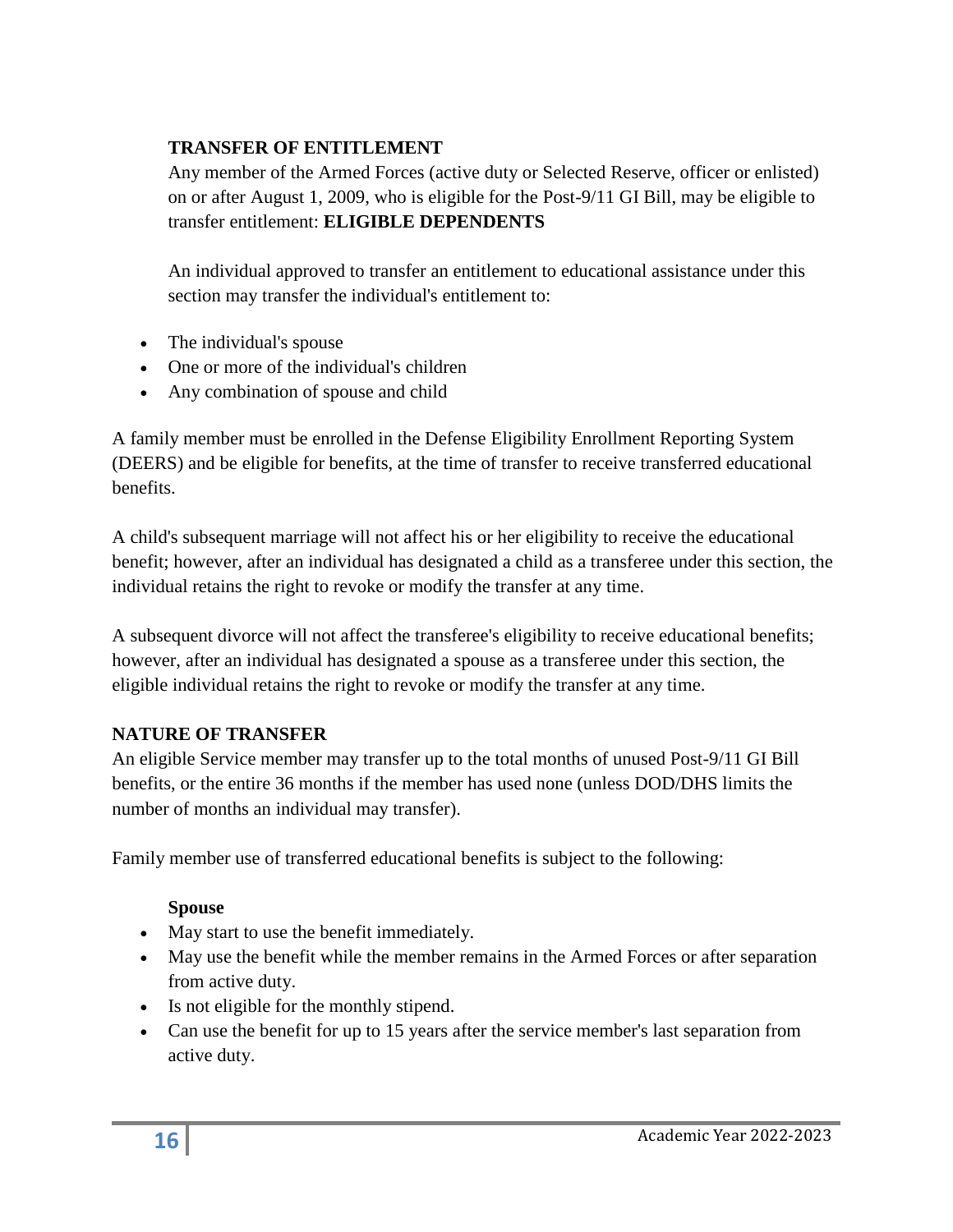### TRANSFER OF ENTITLEMENT

Any member of the Armed Forces (active duty or Selected Reserve, officer or enlisted) on or after August 1, 2009, who is eligible for the Post-9/11 GI Bill, may be eligible to transfer entitlement: **ELIGIBLE DEPENDENTS**

An individual approved to transfer an entitlement to educational assistance under this section may transfer the individual's entitlement to:

- The individual's spouse
- One or more of the individual's children
- Any combination of spouse and child

A family member must be enrolled in the Defense Eligibility Enrollment Reporting System (DEERS) and be eligible for benefits, at the time of transfer to receive transferred educational benefits.

A child's subsequent marriage will not affect his or her eligibility to receive the educational benefit; however, after an individual has designated a child as a transferee under this section, the individual retains the right to revoke or modify the transfer at any time.

A subsequent divorce will not affect the transferee's eligibility to receive educational benefits; however, after an individual has designated a spouse as a transferee under this section, the eligible individual retains the right to revoke or modify the transfer at any time.

### NATURE OF TRANSFER

An eligible Service member may transfer up to the total months of unused Post-9/11 GI Bill benefits, or the entire 36 months if the member has used none (unless DOD/DHS limits the number of months an individual may transfer).

Family member use of transferred educational benefits is subject to the following:

**Spouse**

- May start to use the benefit immediately.
- May use the benefit while the member remains in the Armed Forces or after separation from active duty.
- Is not eligible for the monthly stipend.
- Can use the benefit for up to 15 years after the service member's last separation from active duty.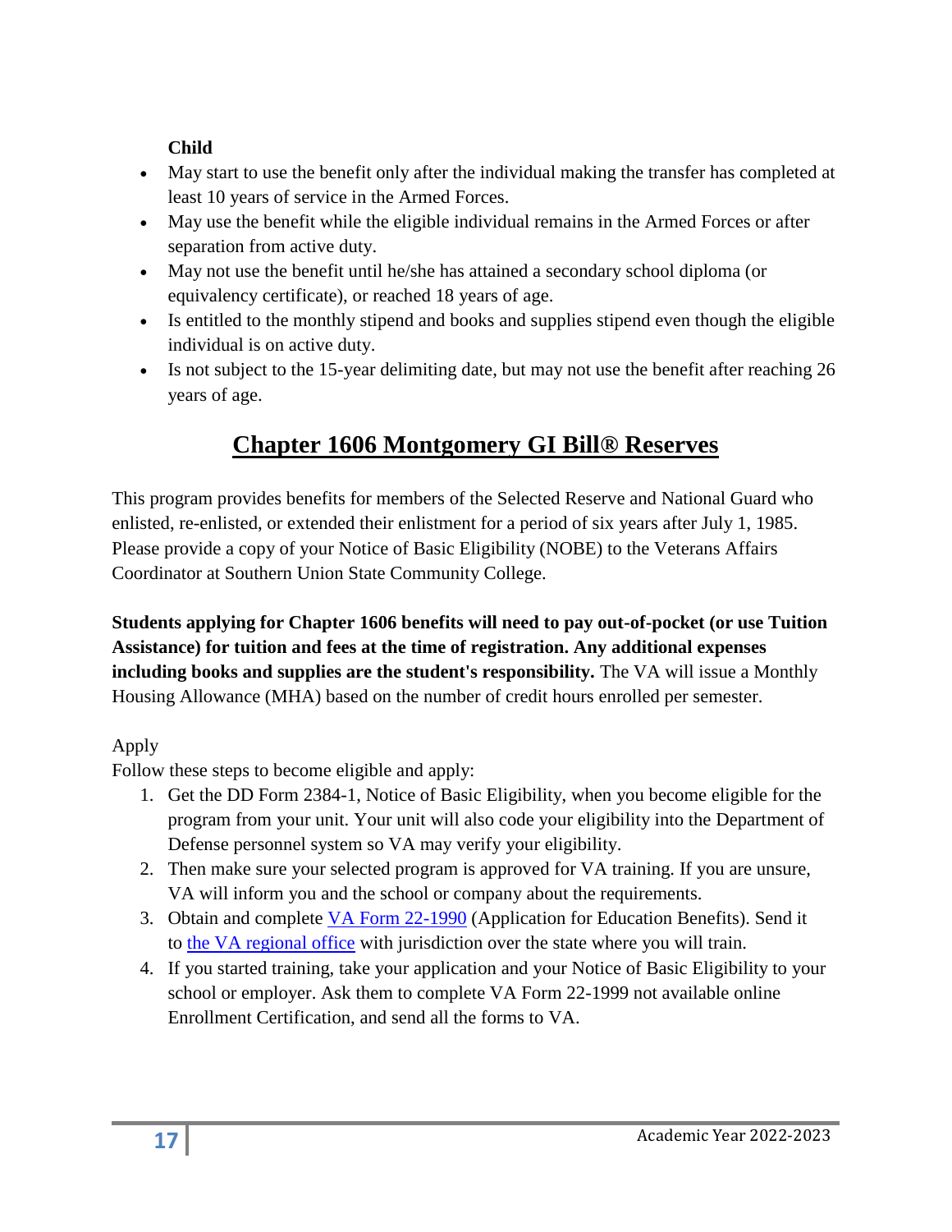**Child**

- May start to use the benefit only after the individual making the transfer has completed at least 10 years of service in the Armed Forces.
- May use the benefit while the eligible individual remains in the Armed Forces or after separation from active duty.
- May not use the benefit until he/she has attained a secondary school diploma (or equivalency certificate), or reached 18 years of age.
- Is entitled to the monthly stipend and books and supplies stipend even though the eligible individual is on active duty.
- Is not subject to the 15-year delimiting date, but may not use the benefit after reaching 26 years of age.

## Chapter 1606 Montgomery GI Bill® Reserves

This program provides benefits for members of the Selected Reserve and National Guard who enlisted, re-enlisted, or extended their enlistment for a period of six years after July 1, 1985. Please provide a copy of your Notice of Basic Eligibility (NOBE) to the Veterans Affairs Coordinator at Southern Union State Community College.

**Students applying for Chapter 1606 benefits will need to pay out-of-pocket (or use Tuition Assistance) for tuition and fees at the time of registration. Any additional expenses including books and supplies are the student's responsibility.** The VA will issue a Monthly Housing Allowance (MHA) based on the number of credit hours enrolled per semester.

Apply

Follow these steps to become eligible and apply:

1. Get the DD Form 2384-1, Notice of Basic Eligibility, when you become eligible for the program from your unit. Your unit will also code your eligibility into the Department of Defense personnel system so VA may verify your eligibility.
2. Then make sure your selected program is approved for VA training. If you are unsure, VA will inform you and the school or company about the requirements.
3. Obtain and complete VA Form 22-1990 (Application for Education Benefits). Send it to the VA regional office with jurisdiction over the state where you will train.
4. If you started training, take your application and your Notice of Basic Eligibility to your school or employer. Ask them to complete VA Form 22-1999 not available online Enrollment Certification, and send all the forms to VA.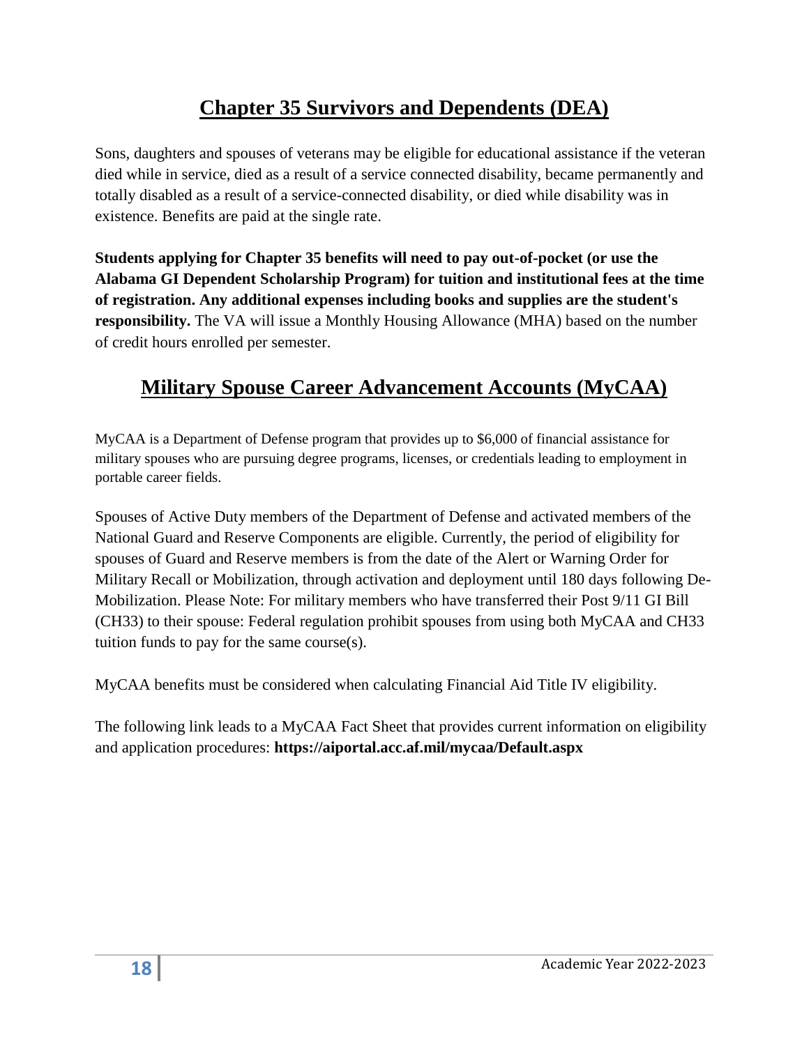## Chapter 35 Survivors and Dependents (DEA)

Sons, daughters and spouses of veterans may be eligible for educational assistance if the veteran died while in service, died as a result of a service connected disability, became permanently and totally disabled as a result of a service-connected disability, or died while disability was in existence. Benefits are paid at the single rate.

**Students applying for Chapter 35 benefits will need to pay out-of-pocket (or use the Alabama GI Dependent Scholarship Program) for tuition and institutional fees at the time of registration. Any additional expenses including books and supplies are the student's responsibility.** The VA will issue a Monthly Housing Allowance (MHA) based on the number of credit hours enrolled per semester.

## Military Spouse Career Advancement Accounts (MyCAA)

MyCAA is a Department of Defense program that provides up to $6,000 of financial assistance for military spouses who are pursuing degree programs, licenses, or credentials leading to employment in portable career fields.

Spouses of Active Duty members of the Department of Defense and activated members of the National Guard and Reserve Components are eligible. Currently, the period of eligibility for spouses of Guard and Reserve members is from the date of the Alert or Warning Order for Military Recall or Mobilization, through activation and deployment until 180 days following De-Mobilization. Please Note: For military members who have transferred their Post 9/11 GI Bill (CH33) to their spouse: Federal regulation prohibit spouses from using both MyCAA and CH33 tuition funds to pay for the same course(s).

MyCAA benefits must be considered when calculating Financial Aid Title IV eligibility.

The following link leads to a MyCAA Fact Sheet that provides current information on eligibility and application procedures: **https://aiportal.acc.af.mil/mycaa/Default.aspx**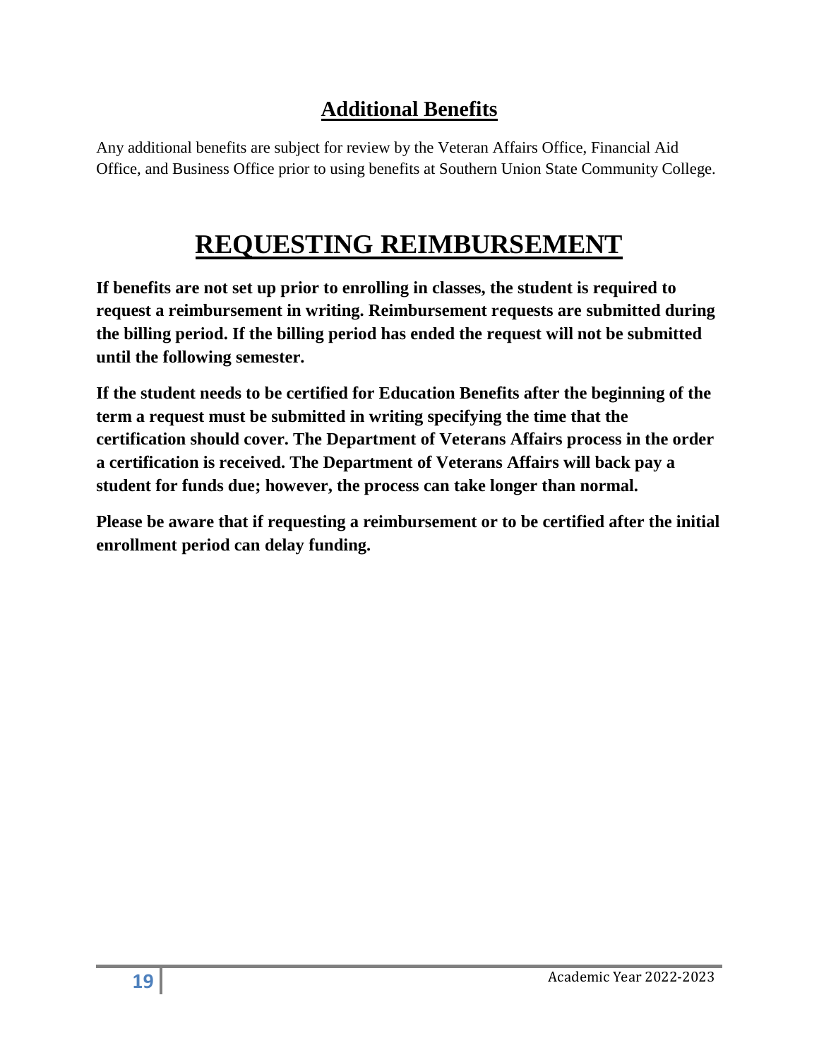## Additional Benefits

Any additional benefits are subject for review by the Veteran Affairs Office, Financial Aid Office, and Business Office prior to using benefits at Southern Union State Community College.

# REQUESTING REIMBURSEMENT

**If benefits are not set up prior to enrolling in classes, the student is required to request a reimbursement in writing. Reimbursement requests are submitted during the billing period. If the billing period has ended the request will not be submitted until the following semester.**

**If the student needs to be certified for Education Benefits after the beginning of the term a request must be submitted in writing specifying the time that the certification should cover. The Department of Veterans Affairs process in the order a certification is received. The Department of Veterans Affairs will back pay a student for funds due; however, the process can take longer than normal.**

**Please be aware that if requesting a reimbursement or to be certified after the initial enrollment period can delay funding.**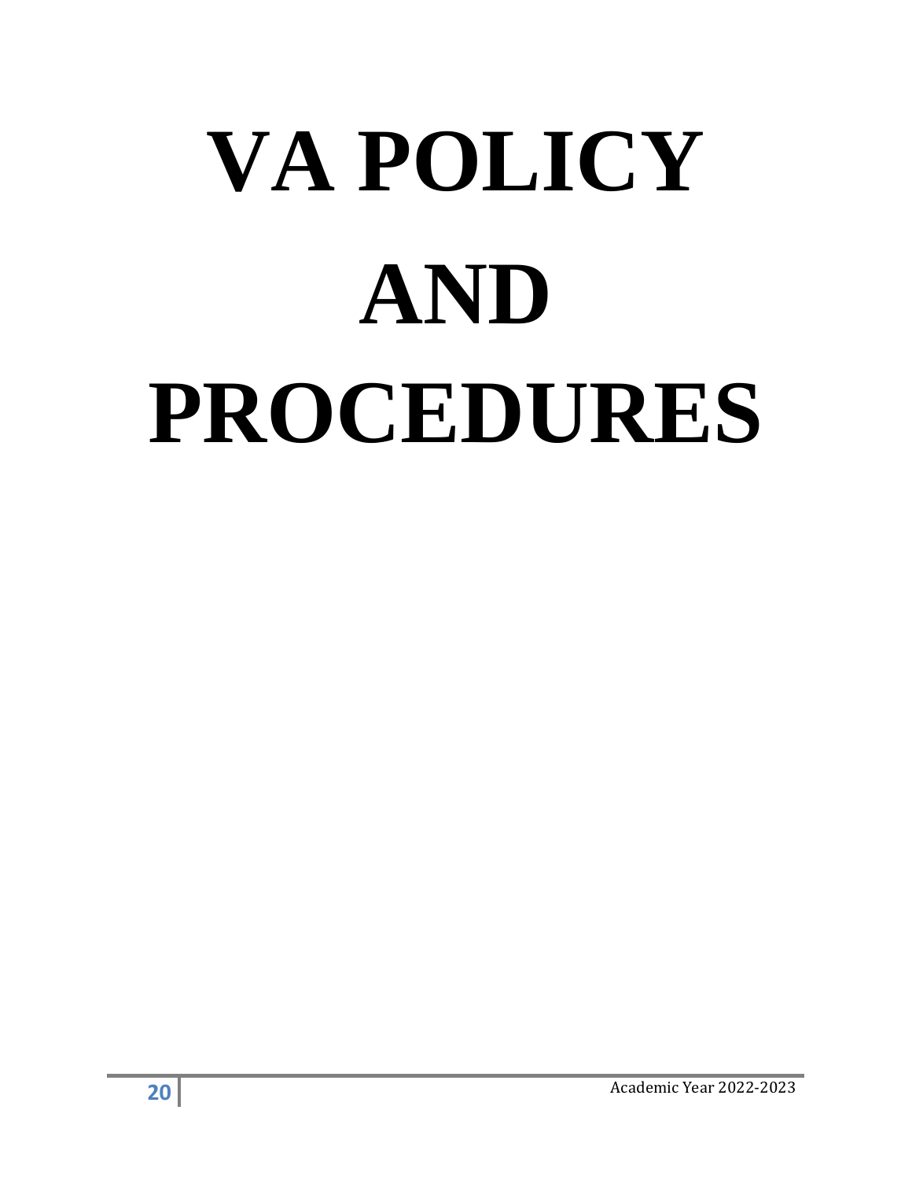# VA POLICY AND PROCEDURES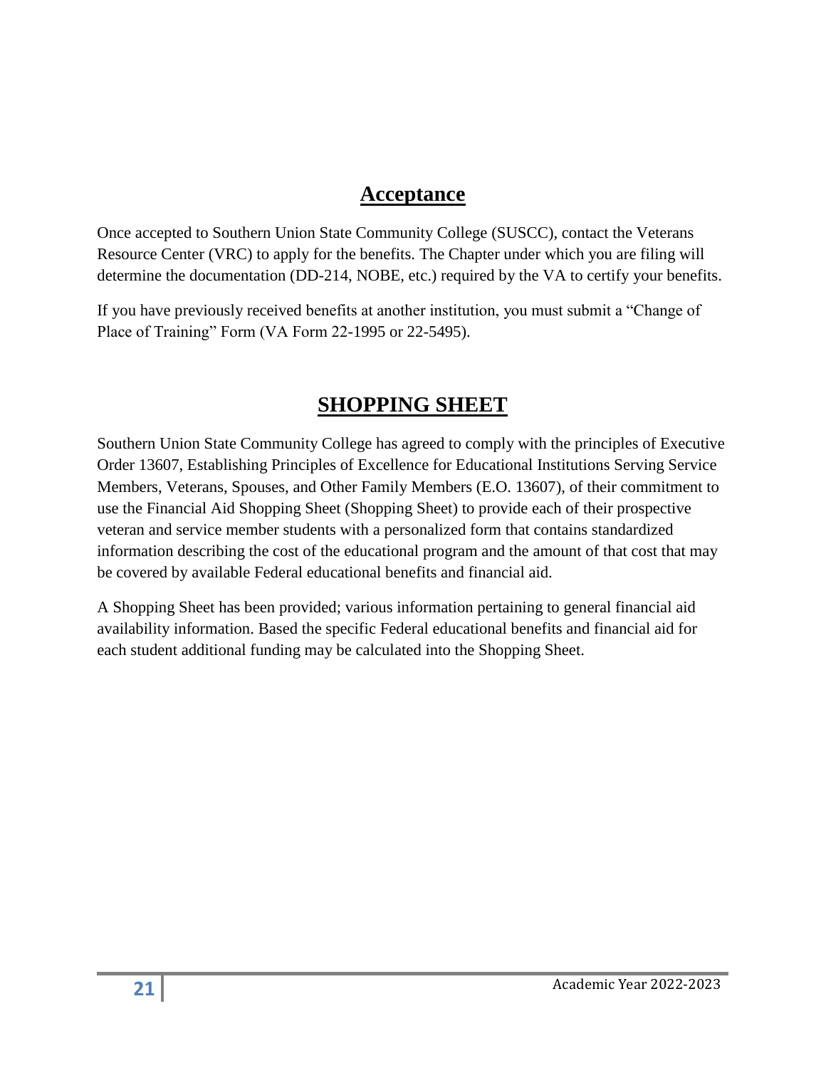## Acceptance

Once accepted to Southern Union State Community College (SUSCC), contact the Veterans Resource Center (VRC) to apply for the benefits. The Chapter under which you are filing will determine the documentation (DD-214, NOBE, etc.) required by the VA to certify your benefits.

If you have previously received benefits at another institution, you must submit a "Change of Place of Training" Form (VA Form 22-1995 or 22-5495).

## SHOPPING SHEET

Southern Union State Community College has agreed to comply with the principles of Executive Order 13607, Establishing Principles of Excellence for Educational Institutions Serving Service Members, Veterans, Spouses, and Other Family Members (E.O. 13607), of their commitment to use the Financial Aid Shopping Sheet (Shopping Sheet) to provide each of their prospective veteran and service member students with a personalized form that contains standardized information describing the cost of the educational program and the amount of that cost that may be covered by available Federal educational benefits and financial aid.

A Shopping Sheet has been provided; various information pertaining to general financial aid availability information. Based the specific Federal educational benefits and financial aid for each student additional funding may be calculated into the Shopping Sheet.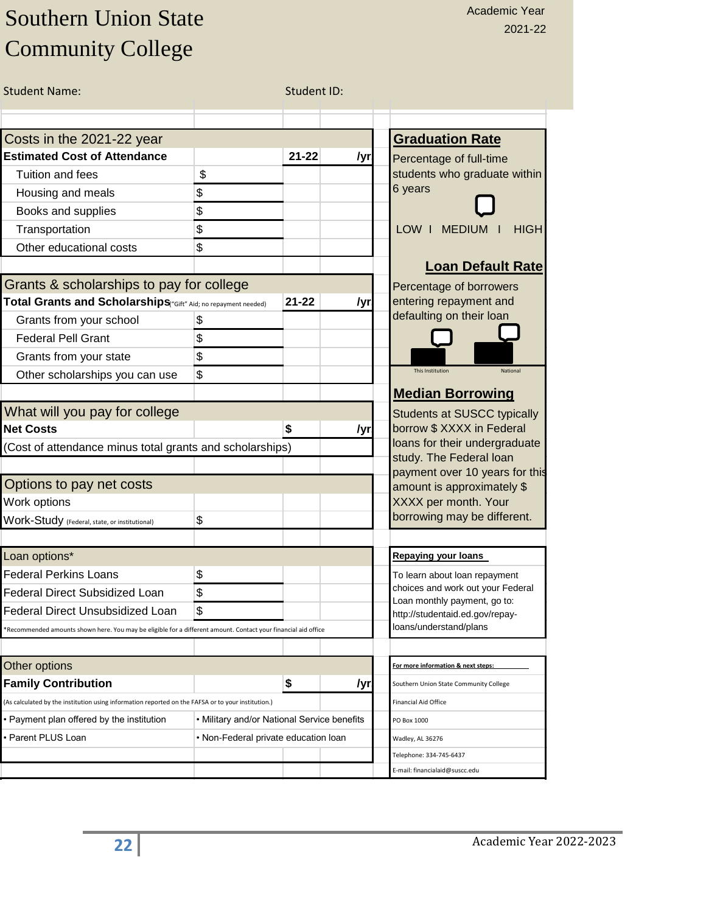# Southern Union State Community College

Academic Year 2021-22

Student Name: Student ID:

| Costs in the 2021-22 year | | | |
|---|---|---|---|
| **Estimated Cost of Attendance** | | **21-22** | **/yr** |
| Tuition and fees | $ | | |
| Housing and meals | $ | | |
| Books and supplies | $ | | |
| Transportation | $ | | |
| Other educational costs | $ | | |

| Grants & scholarships to pay for college | | | |
|---|---|---|---|
| **Total Grants and Scholarships** ("Gift" Aid; no repayment needed) | | **21-22** | **/yr** |
| Grants from your school | $ | | |
| Federal Pell Grant | $ | | |
| Grants from your state | $ | | |
| Other scholarships you can use | $ | | |

| What will you pay for college | | | |
|---|---|---|---|
| **Net Costs** | | **$** | **/yr** |
| (Cost of attendance minus total grants and scholarships) | | | |

| Options to pay net costs | | | |
|---|---|---|---|
| Work options | | | |
| Work-Study (Federal, state, or institutional) | $ | | |

| Loan options* | | | |
|---|---|---|---|
| Federal Perkins Loans | $ | | |
| Federal Direct Subsidized Loan | $ | | |
| Federal Direct Unsubsidized Loan | $ | | |

*Recommended amounts shown here. You may be eligible for a different amount. Contact your financial aid office

| Other options | | | |
|---|---|---|---|
| **Family Contribution** | | **$** | **/yr** |
| (As calculated by the institution using information reported on the FAFSA or to your institution.) | | | |
| • Payment plan offered by the institution | • Military and/or National Service benefits | | |
| • Parent PLUS Loan | • Non-Federal private education loan | | |

## Graduation Rate

Percentage of full-time students who graduate within 6 years

LOW I MEDIUM I HIGH

## Loan Default Rate

Percentage of borrowers entering repayment and defaulting on their loan

This Institution National

## Median Borrowing

Students at SUSCC typically borrow $ XXXX in Federal loans for their undergraduate study. The Federal loan payment over 10 years for this amount is approximately $ XXXX per month. Your borrowing may be different.

**Repaying your loans**

To learn about loan repayment choices and work out your Federal Loan monthly payment, go to: http://studentaid.ed.gov/repay-loans/understand/plans

**For more information & next steps:**

Southern Union State Community College
Financial Aid Office
PO Box 1000
Wadley, AL 36276
Telephone: 334-745-6437
E-mail: financialaid@suscc.edu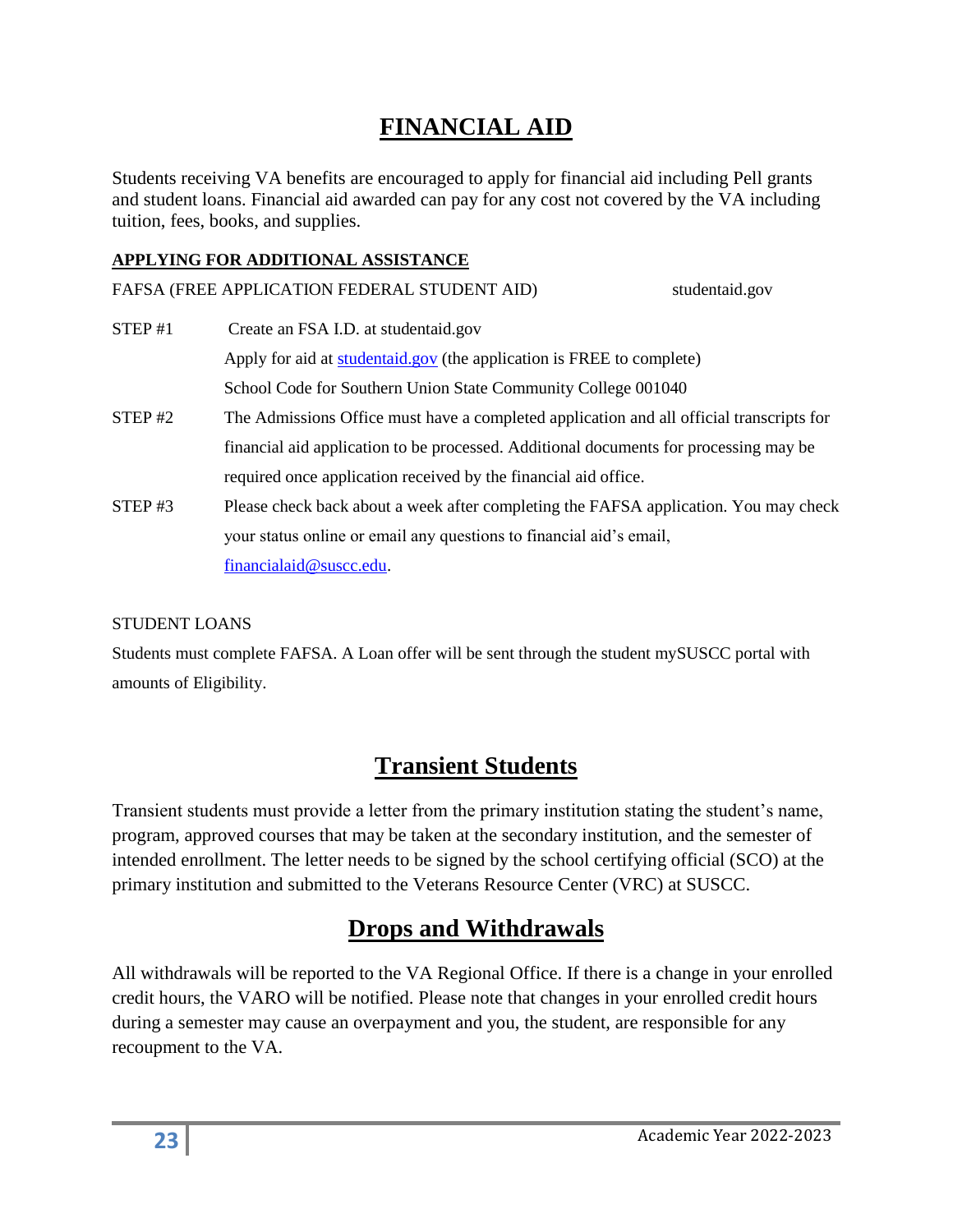# FINANCIAL AID

Students receiving VA benefits are encouraged to apply for financial aid including Pell grants and student loans. Financial aid awarded can pay for any cost not covered by the VA including tuition, fees, books, and supplies.

## APPLYING FOR ADDITIONAL ASSISTANCE

FAFSA (FREE APPLICATION FEDERAL STUDENT AID) studentaid.gov

STEP #1 Create an FSA I.D. at studentaid.gov
Apply for aid at studentaid.gov (the application is FREE to complete)
School Code for Southern Union State Community College 001040

STEP #2 The Admissions Office must have a completed application and all official transcripts for financial aid application to be processed. Additional documents for processing may be required once application received by the financial aid office.

STEP #3 Please check back about a week after completing the FAFSA application. You may check your status online or email any questions to financial aid's email, financialaid@suscc.edu.

STUDENT LOANS

Students must complete FAFSA. A Loan offer will be sent through the student mySUSCC portal with amounts of Eligibility.

# Transient Students

Transient students must provide a letter from the primary institution stating the student's name, program, approved courses that may be taken at the secondary institution, and the semester of intended enrollment. The letter needs to be signed by the school certifying official (SCO) at the primary institution and submitted to the Veterans Resource Center (VRC) at SUSCC.

# Drops and Withdrawals

All withdrawals will be reported to the VA Regional Office. If there is a change in your enrolled credit hours, the VARO will be notified. Please note that changes in your enrolled credit hours during a semester may cause an overpayment and you, the student, are responsible for any recoupment to the VA.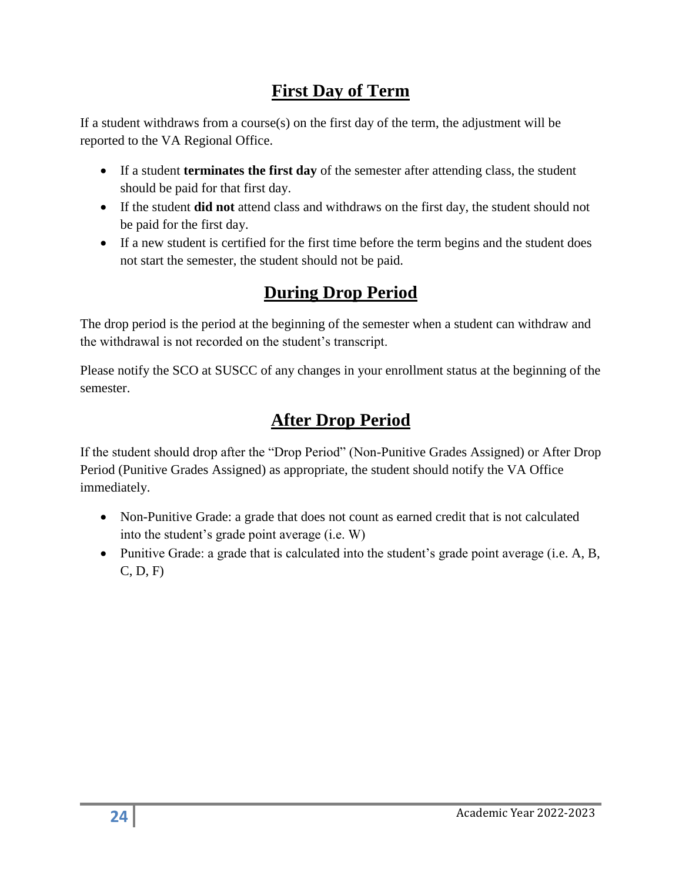## First Day of Term

If a student withdraws from a course(s) on the first day of the term, the adjustment will be reported to the VA Regional Office.

- If a student **terminates the first day** of the semester after attending class, the student should be paid for that first day.
- If the student **did not** attend class and withdraws on the first day, the student should not be paid for the first day.
- If a new student is certified for the first time before the term begins and the student does not start the semester, the student should not be paid.

## During Drop Period

The drop period is the period at the beginning of the semester when a student can withdraw and the withdrawal is not recorded on the student's transcript.

Please notify the SCO at SUSCC of any changes in your enrollment status at the beginning of the semester.

## After Drop Period

If the student should drop after the "Drop Period" (Non-Punitive Grades Assigned) or After Drop Period (Punitive Grades Assigned) as appropriate, the student should notify the VA Office immediately.

- Non-Punitive Grade: a grade that does not count as earned credit that is not calculated into the student's grade point average (i.e. W)
- Punitive Grade: a grade that is calculated into the student's grade point average (i.e. A, B, C, D, F)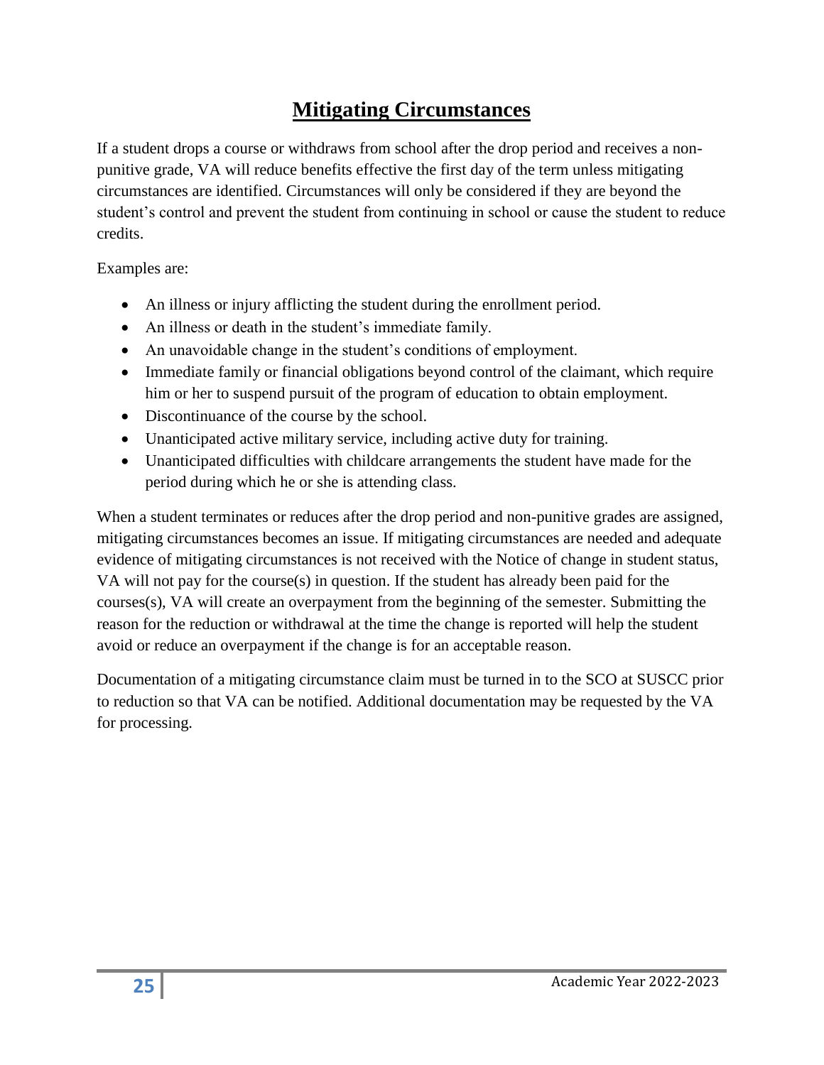# Mitigating Circumstances

If a student drops a course or withdraws from school after the drop period and receives a non-punitive grade, VA will reduce benefits effective the first day of the term unless mitigating circumstances are identified. Circumstances will only be considered if they are beyond the student's control and prevent the student from continuing in school or cause the student to reduce credits.

Examples are:

- An illness or injury afflicting the student during the enrollment period.
- An illness or death in the student's immediate family.
- An unavoidable change in the student's conditions of employment.
- Immediate family or financial obligations beyond control of the claimant, which require him or her to suspend pursuit of the program of education to obtain employment.
- Discontinuance of the course by the school.
- Unanticipated active military service, including active duty for training.
- Unanticipated difficulties with childcare arrangements the student have made for the period during which he or she is attending class.

When a student terminates or reduces after the drop period and non-punitive grades are assigned, mitigating circumstances becomes an issue. If mitigating circumstances are needed and adequate evidence of mitigating circumstances is not received with the Notice of change in student status, VA will not pay for the course(s) in question. If the student has already been paid for the courses(s), VA will create an overpayment from the beginning of the semester. Submitting the reason for the reduction or withdrawal at the time the change is reported will help the student avoid or reduce an overpayment if the change is for an acceptable reason.

Documentation of a mitigating circumstance claim must be turned in to the SCO at SUSCC prior to reduction so that VA can be notified. Additional documentation may be requested by the VA for processing.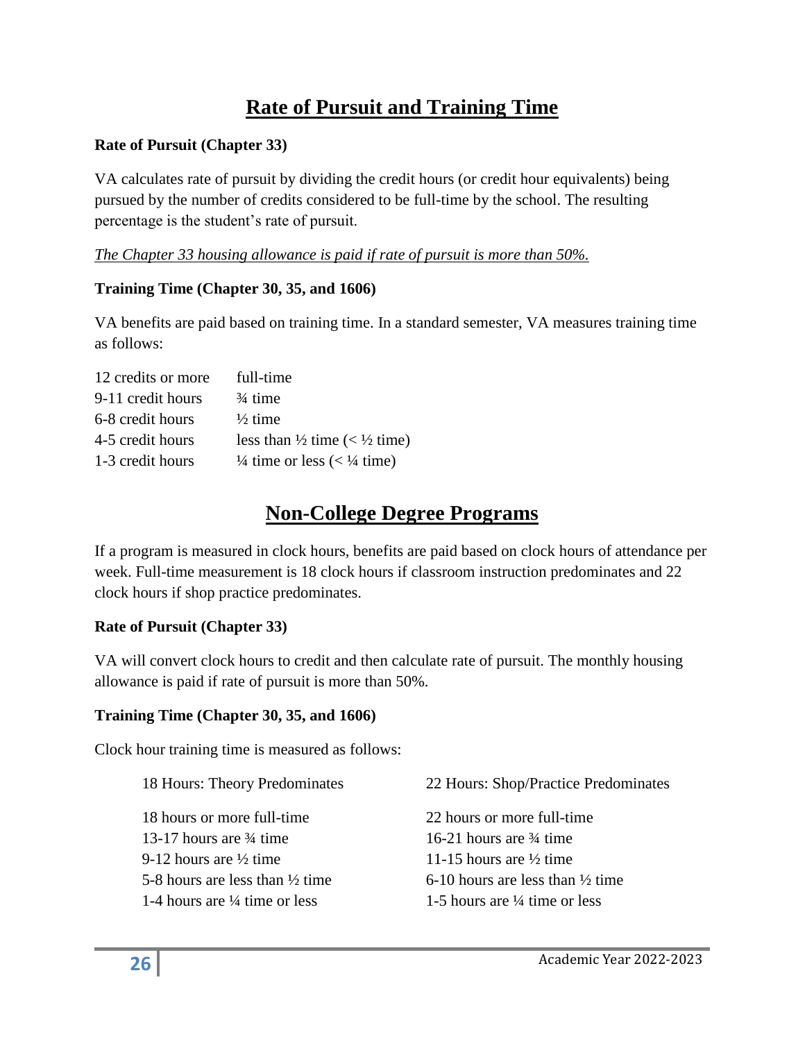# Rate of Pursuit and Training Time

**Rate of Pursuit (Chapter 33)**

VA calculates rate of pursuit by dividing the credit hours (or credit hour equivalents) being pursued by the number of credits considered to be full-time by the school. The resulting percentage is the student's rate of pursuit.

*The Chapter 33 housing allowance is paid if rate of pursuit is more than 50%.*

**Training Time (Chapter 30, 35, and 1606)**

VA benefits are paid based on training time. In a standard semester, VA measures training time as follows:

| | |
|---|---|
| 12 credits or more | full-time |
| 9-11 credit hours | ¾ time |
| 6-8 credit hours | ½ time |
| 4-5 credit hours | less than ½ time (< ½ time) |
| 1-3 credit hours | ¼ time or less (< ¼ time) |

# Non-College Degree Programs

If a program is measured in clock hours, benefits are paid based on clock hours of attendance per week. Full-time measurement is 18 clock hours if classroom instruction predominates and 22 clock hours if shop practice predominates.

**Rate of Pursuit (Chapter 33)**

VA will convert clock hours to credit and then calculate rate of pursuit. The monthly housing allowance is paid if rate of pursuit is more than 50%.

**Training Time (Chapter 30, 35, and 1606)**

Clock hour training time is measured as follows:

| 18 Hours: Theory Predominates | 22 Hours: Shop/Practice Predominates |
|---|---|
| 18 hours or more full-time | 22 hours or more full-time |
| 13-17 hours are ¾ time | 16-21 hours are ¾ time |
| 9-12 hours are ½ time | 11-15 hours are ½ time |
| 5-8 hours are less than ½ time | 6-10 hours are less than ½ time |
| 1-4 hours are ¼ time or less | 1-5 hours are ¼ time or less |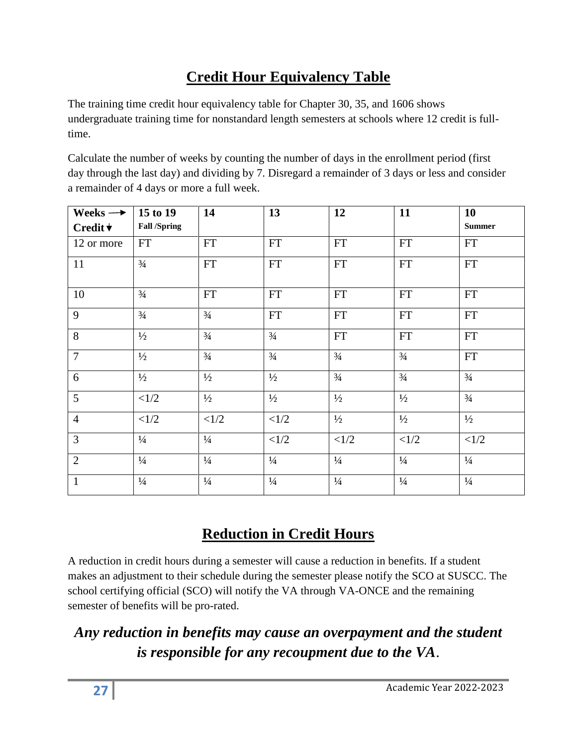# Credit Hour Equivalency Table

The training time credit hour equivalency table for Chapter 30, 35, and 1606 shows undergraduate training time for nonstandard length semesters at schools where 12 credit is full-time.

Calculate the number of weeks by counting the number of days in the enrollment period (first day through the last day) and dividing by 7. Disregard a remainder of 3 days or less and consider a remainder of 4 days or more a full week.

| Weeks → Credit ↓ | 15 to 19 Fall /Spring | 14 | 13 | 12 | 11 | 10 Summer |
|---|---|---|---|---|---|---|
| 12 or more | FT | FT | FT | FT | FT | FT |
| 11 | ¾ | FT | FT | FT | FT | FT |
| 10 | ¾ | FT | FT | FT | FT | FT |
| 9 | ¾ | ¾ | FT | FT | FT | FT |
| 8 | ½ | ¾ | ¾ | FT | FT | FT |
| 7 | ½ | ¾ | ¾ | ¾ | ¾ | FT |
| 6 | ½ | ½ | ½ | ¾ | ¾ | ¾ |
| 5 | <1/2 | ½ | ½ | ½ | ½ | ¾ |
| 4 | <1/2 | <1/2 | <1/2 | ½ | ½ | ½ |
| 3 | ¼ | ¼ | <1/2 | <1/2 | <1/2 | <1/2 |
| 2 | ¼ | ¼ | ¼ | ¼ | ¼ | ¼ |
| 1 | ¼ | ¼ | ¼ | ¼ | ¼ | ¼ |

# Reduction in Credit Hours

A reduction in credit hours during a semester will cause a reduction in benefits. If a student makes an adjustment to their schedule during the semester please notify the SCO at SUSCC. The school certifying official (SCO) will notify the VA through VA-ONCE and the remaining semester of benefits will be pro-rated.

***Any reduction in benefits may cause an overpayment and the student is responsible for any recoupment due to the VA.***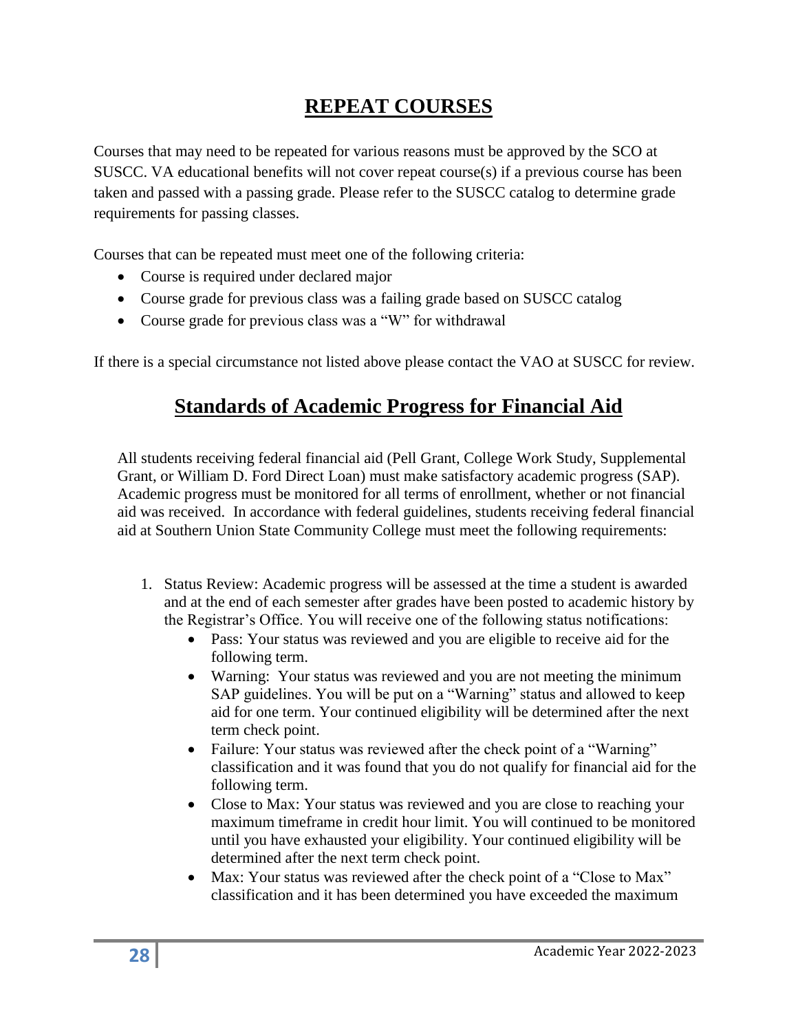## REPEAT COURSES

Courses that may need to be repeated for various reasons must be approved by the SCO at SUSCC. VA educational benefits will not cover repeat course(s) if a previous course has been taken and passed with a passing grade. Please refer to the SUSCC catalog to determine grade requirements for passing classes.

Courses that can be repeated must meet one of the following criteria:

- Course is required under declared major
- Course grade for previous class was a failing grade based on SUSCC catalog
- Course grade for previous class was a "W" for withdrawal

If there is a special circumstance not listed above please contact the VAO at SUSCC for review.

## Standards of Academic Progress for Financial Aid

All students receiving federal financial aid (Pell Grant, College Work Study, Supplemental Grant, or William D. Ford Direct Loan) must make satisfactory academic progress (SAP). Academic progress must be monitored for all terms of enrollment, whether or not financial aid was received. In accordance with federal guidelines, students receiving federal financial aid at Southern Union State Community College must meet the following requirements:

1. Status Review: Academic progress will be assessed at the time a student is awarded and at the end of each semester after grades have been posted to academic history by the Registrar's Office. You will receive one of the following status notifications:
   - Pass: Your status was reviewed and you are eligible to receive aid for the following term.
   - Warning: Your status was reviewed and you are not meeting the minimum SAP guidelines. You will be put on a "Warning" status and allowed to keep aid for one term. Your continued eligibility will be determined after the next term check point.
   - Failure: Your status was reviewed after the check point of a "Warning" classification and it was found that you do not qualify for financial aid for the following term.
   - Close to Max: Your status was reviewed and you are close to reaching your maximum timeframe in credit hour limit. You will continued to be monitored until you have exhausted your eligibility. Your continued eligibility will be determined after the next term check point.
   - Max: Your status was reviewed after the check point of a "Close to Max" classification and it has been determined you have exceeded the maximum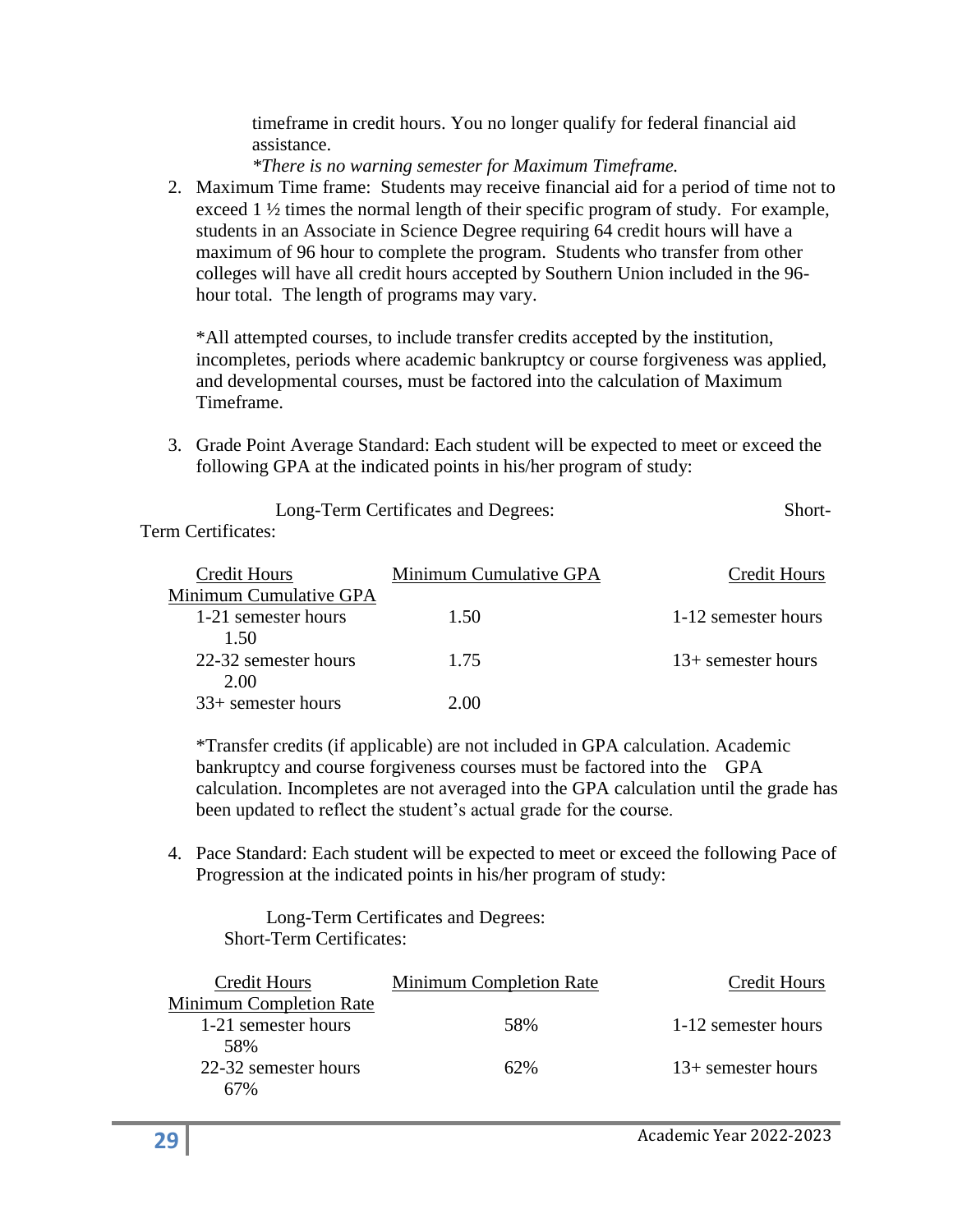timeframe in credit hours. You no longer qualify for federal financial aid assistance.

*There is no warning semester for Maximum Timeframe.*

2. Maximum Time frame: Students may receive financial aid for a period of time not to exceed 1 ½ times the normal length of their specific program of study. For example, students in an Associate in Science Degree requiring 64 credit hours will have a maximum of 96 hour to complete the program. Students who transfer from other colleges will have all credit hours accepted by Southern Union included in the 96-hour total. The length of programs may vary.

   *All attempted courses, to include transfer credits accepted by the institution, incompletes, periods where academic bankruptcy or course forgiveness was applied, and developmental courses, must be factored into the calculation of Maximum Timeframe.

3. Grade Point Average Standard: Each student will be expected to meet or exceed the following GPA at the indicated points in his/her program of study:

| Long-Term Certificates and Degrees: | | Short-Term Certificates: | |
|---|---|---|---|
| Credit Hours | Minimum Cumulative GPA | Credit Hours | Minimum Cumulative GPA |
| 1-21 semester hours | 1.50 | 1-12 semester hours | 1.50 |
| 22-32 semester hours | 1.75 | 13+ semester hours | 2.00 |
| 33+ semester hours | 2.00 | | |

   *Transfer credits (if applicable) are not included in GPA calculation. Academic bankruptcy and course forgiveness courses must be factored into the GPA calculation. Incompletes are not averaged into the GPA calculation until the grade has been updated to reflect the student's actual grade for the course.

4. Pace Standard: Each student will be expected to meet or exceed the following Pace of Progression at the indicated points in his/her program of study:

| Long-Term Certificates and Degrees: | | Short-Term Certificates: | |
|---|---|---|---|
| Credit Hours | Minimum Completion Rate | Credit Hours | Minimum Completion Rate |
| 1-21 semester hours | 58% | 1-12 semester hours | 58% |
| 22-32 semester hours | 62% | 13+ semester hours | 67% |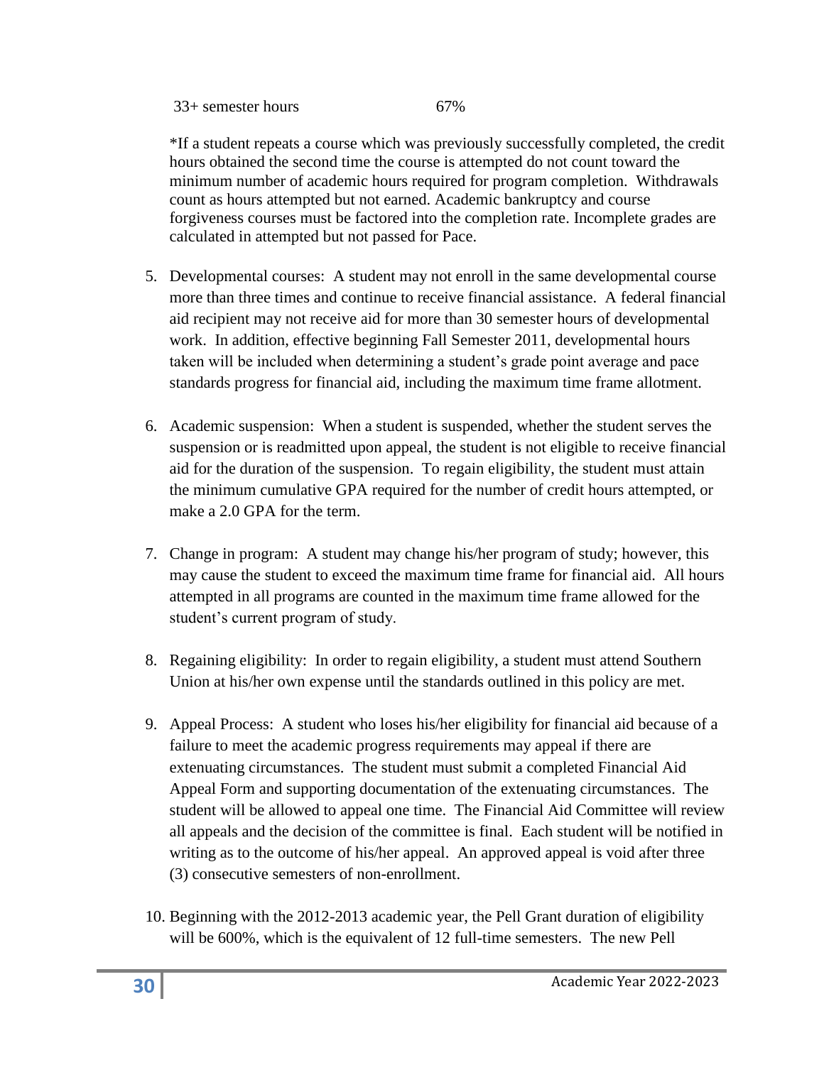| | |
|---|---|
| 33+ semester hours | 67% |

*If a student repeats a course which was previously successfully completed, the credit hours obtained the second time the course is attempted do not count toward the minimum number of academic hours required for program completion. Withdrawals count as hours attempted but not earned. Academic bankruptcy and course forgiveness courses must be factored into the completion rate. Incomplete grades are calculated in attempted but not passed for Pace.

5. Developmental courses: A student may not enroll in the same developmental course more than three times and continue to receive financial assistance. A federal financial aid recipient may not receive aid for more than 30 semester hours of developmental work. In addition, effective beginning Fall Semester 2011, developmental hours taken will be included when determining a student's grade point average and pace standards progress for financial aid, including the maximum time frame allotment.

6. Academic suspension: When a student is suspended, whether the student serves the suspension or is readmitted upon appeal, the student is not eligible to receive financial aid for the duration of the suspension. To regain eligibility, the student must attain the minimum cumulative GPA required for the number of credit hours attempted, or make a 2.0 GPA for the term.

7. Change in program: A student may change his/her program of study; however, this may cause the student to exceed the maximum time frame for financial aid. All hours attempted in all programs are counted in the maximum time frame allowed for the student's current program of study.

8. Regaining eligibility: In order to regain eligibility, a student must attend Southern Union at his/her own expense until the standards outlined in this policy are met.

9. Appeal Process: A student who loses his/her eligibility for financial aid because of a failure to meet the academic progress requirements may appeal if there are extenuating circumstances. The student must submit a completed Financial Aid Appeal Form and supporting documentation of the extenuating circumstances. The student will be allowed to appeal one time. The Financial Aid Committee will review all appeals and the decision of the committee is final. Each student will be notified in writing as to the outcome of his/her appeal. An approved appeal is void after three (3) consecutive semesters of non-enrollment.

10. Beginning with the 2012-2013 academic year, the Pell Grant duration of eligibility will be 600%, which is the equivalent of 12 full-time semesters. The new Pell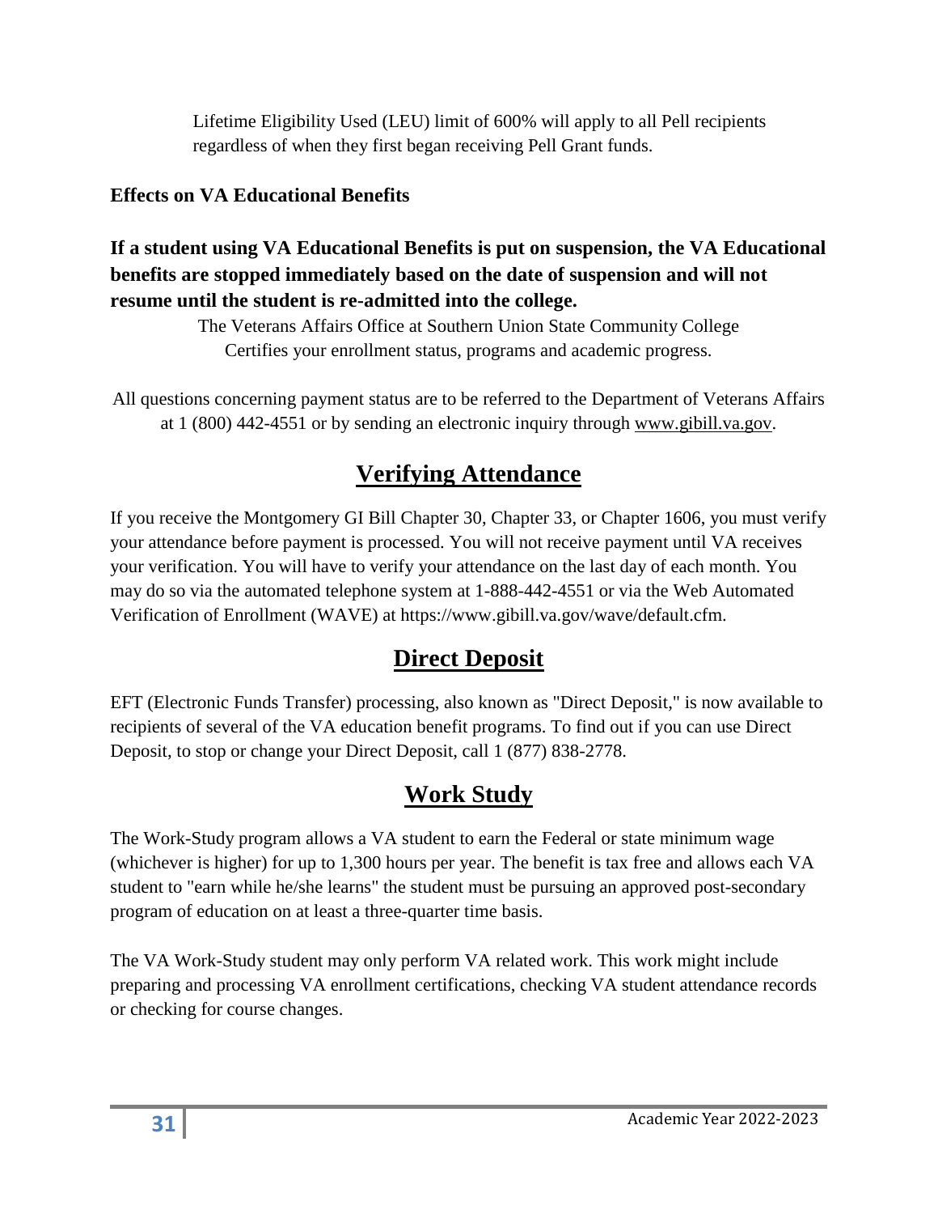Lifetime Eligibility Used (LEU) limit of 600% will apply to all Pell recipients regardless of when they first began receiving Pell Grant funds.

**Effects on VA Educational Benefits**

**If a student using VA Educational Benefits is put on suspension, the VA Educational benefits are stopped immediately based on the date of suspension and will not resume until the student is re-admitted into the college.**

The Veterans Affairs Office at Southern Union State Community College
Certifies your enrollment status, programs and academic progress.

All questions concerning payment status are to be referred to the Department of Veterans Affairs at 1 (800) 442-4551 or by sending an electronic inquiry through www.gibill.va.gov.

## Verifying Attendance

If you receive the Montgomery GI Bill Chapter 30, Chapter 33, or Chapter 1606, you must verify your attendance before payment is processed. You will not receive payment until VA receives your verification. You will have to verify your attendance on the last day of each month. You may do so via the automated telephone system at 1-888-442-4551 or via the Web Automated Verification of Enrollment (WAVE) at https://www.gibill.va.gov/wave/default.cfm.

## Direct Deposit

EFT (Electronic Funds Transfer) processing, also known as "Direct Deposit," is now available to recipients of several of the VA education benefit programs. To find out if you can use Direct Deposit, to stop or change your Direct Deposit, call 1 (877) 838-2778.

## Work Study

The Work-Study program allows a VA student to earn the Federal or state minimum wage (whichever is higher) for up to 1,300 hours per year. The benefit is tax free and allows each VA student to "earn while he/she learns" the student must be pursuing an approved post-secondary program of education on at least a three-quarter time basis.

The VA Work-Study student may only perform VA related work. This work might include preparing and processing VA enrollment certifications, checking VA student attendance records or checking for course changes.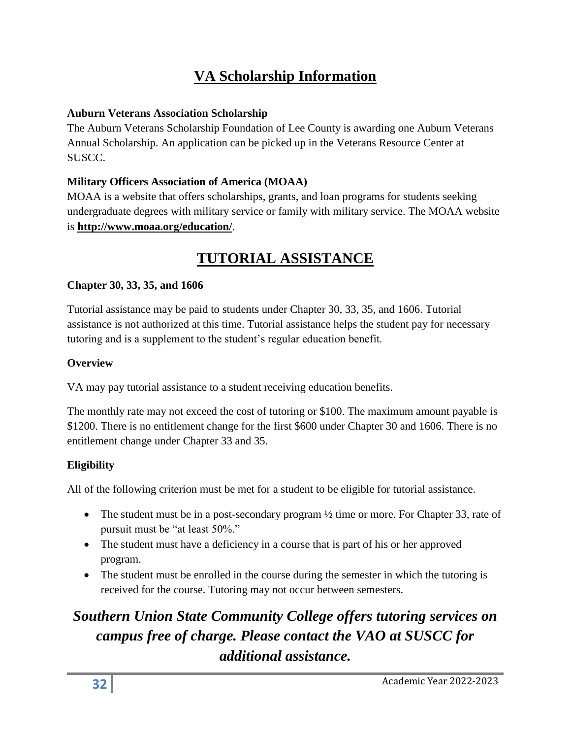# VA Scholarship Information

**Auburn Veterans Association Scholarship**

The Auburn Veterans Scholarship Foundation of Lee County is awarding one Auburn Veterans Annual Scholarship. An application can be picked up in the Veterans Resource Center at SUSCC.

**Military Officers Association of America (MOAA)**

MOAA is a website that offers scholarships, grants, and loan programs for students seeking undergraduate degrees with military service or family with military service. The MOAA website is **http://www.moaa.org/education/**.

# TUTORIAL ASSISTANCE

**Chapter 30, 33, 35, and 1606**

Tutorial assistance may be paid to students under Chapter 30, 33, 35, and 1606. Tutorial assistance is not authorized at this time. Tutorial assistance helps the student pay for necessary tutoring and is a supplement to the student's regular education benefit.

**Overview**

VA may pay tutorial assistance to a student receiving education benefits.

The monthly rate may not exceed the cost of tutoring or $100. The maximum amount payable is $1200. There is no entitlement change for the first $600 under Chapter 30 and 1606. There is no entitlement change under Chapter 33 and 35.

**Eligibility**

All of the following criterion must be met for a student to be eligible for tutorial assistance.

- The student must be in a post-secondary program ½ time or more. For Chapter 33, rate of pursuit must be "at least 50%."
- The student must have a deficiency in a course that is part of his or her approved program.
- The student must be enrolled in the course during the semester in which the tutoring is received for the course. Tutoring may not occur between semesters.

***Southern Union State Community College offers tutoring services on campus free of charge. Please contact the VAO at SUSCC for additional assistance.***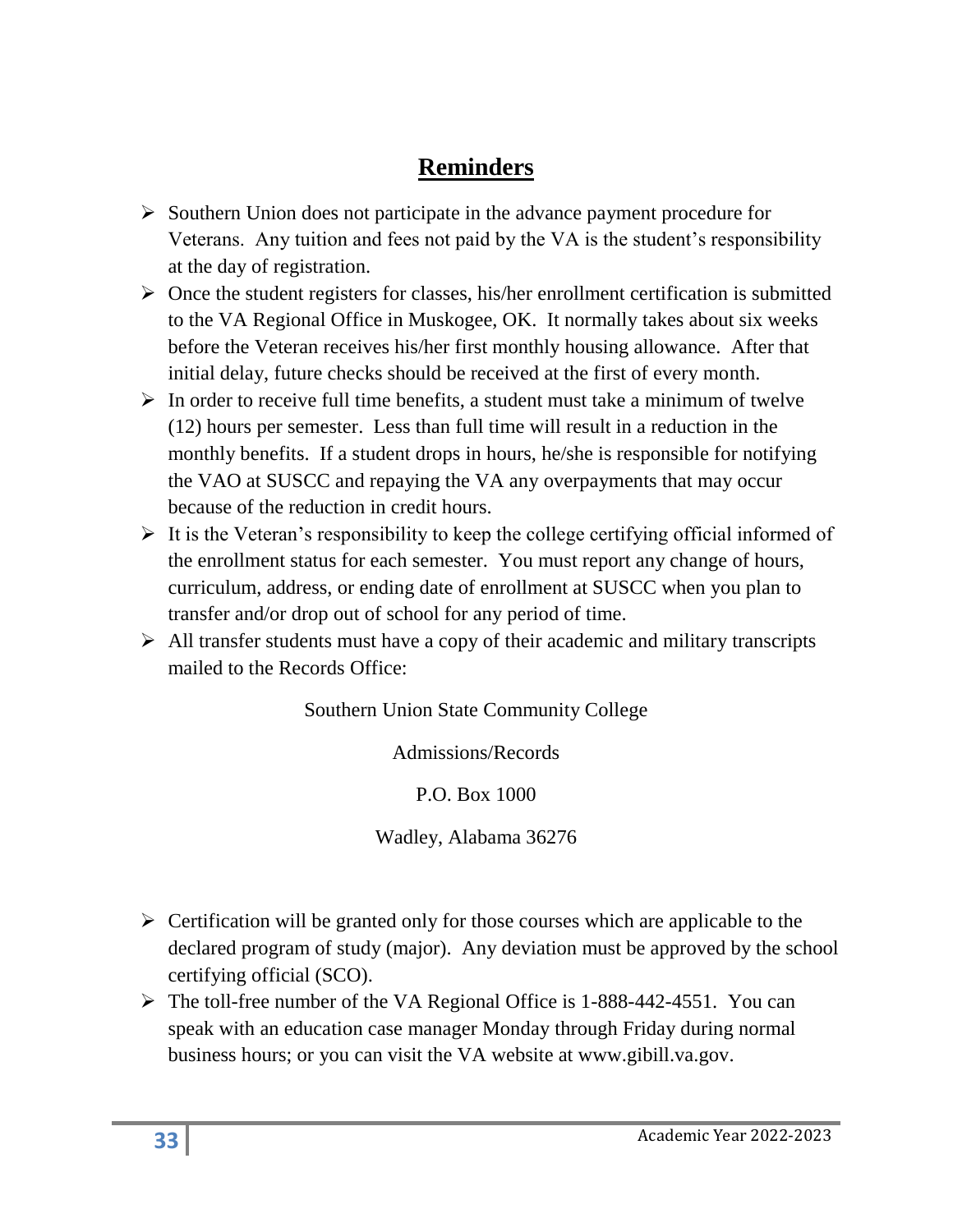# Reminders

- Southern Union does not participate in the advance payment procedure for Veterans. Any tuition and fees not paid by the VA is the student's responsibility at the day of registration.
- Once the student registers for classes, his/her enrollment certification is submitted to the VA Regional Office in Muskogee, OK. It normally takes about six weeks before the Veteran receives his/her first monthly housing allowance. After that initial delay, future checks should be received at the first of every month.
- In order to receive full time benefits, a student must take a minimum of twelve (12) hours per semester. Less than full time will result in a reduction in the monthly benefits. If a student drops in hours, he/she is responsible for notifying the VAO at SUSCC and repaying the VA any overpayments that may occur because of the reduction in credit hours.
- It is the Veteran's responsibility to keep the college certifying official informed of the enrollment status for each semester. You must report any change of hours, curriculum, address, or ending date of enrollment at SUSCC when you plan to transfer and/or drop out of school for any period of time.
- All transfer students must have a copy of their academic and military transcripts mailed to the Records Office:

  Southern Union State Community College

  Admissions/Records

  P.O. Box 1000

  Wadley, Alabama 36276

- Certification will be granted only for those courses which are applicable to the declared program of study (major). Any deviation must be approved by the school certifying official (SCO).
- The toll-free number of the VA Regional Office is 1-888-442-4551. You can speak with an education case manager Monday through Friday during normal business hours; or you can visit the VA website at www.gibill.va.gov.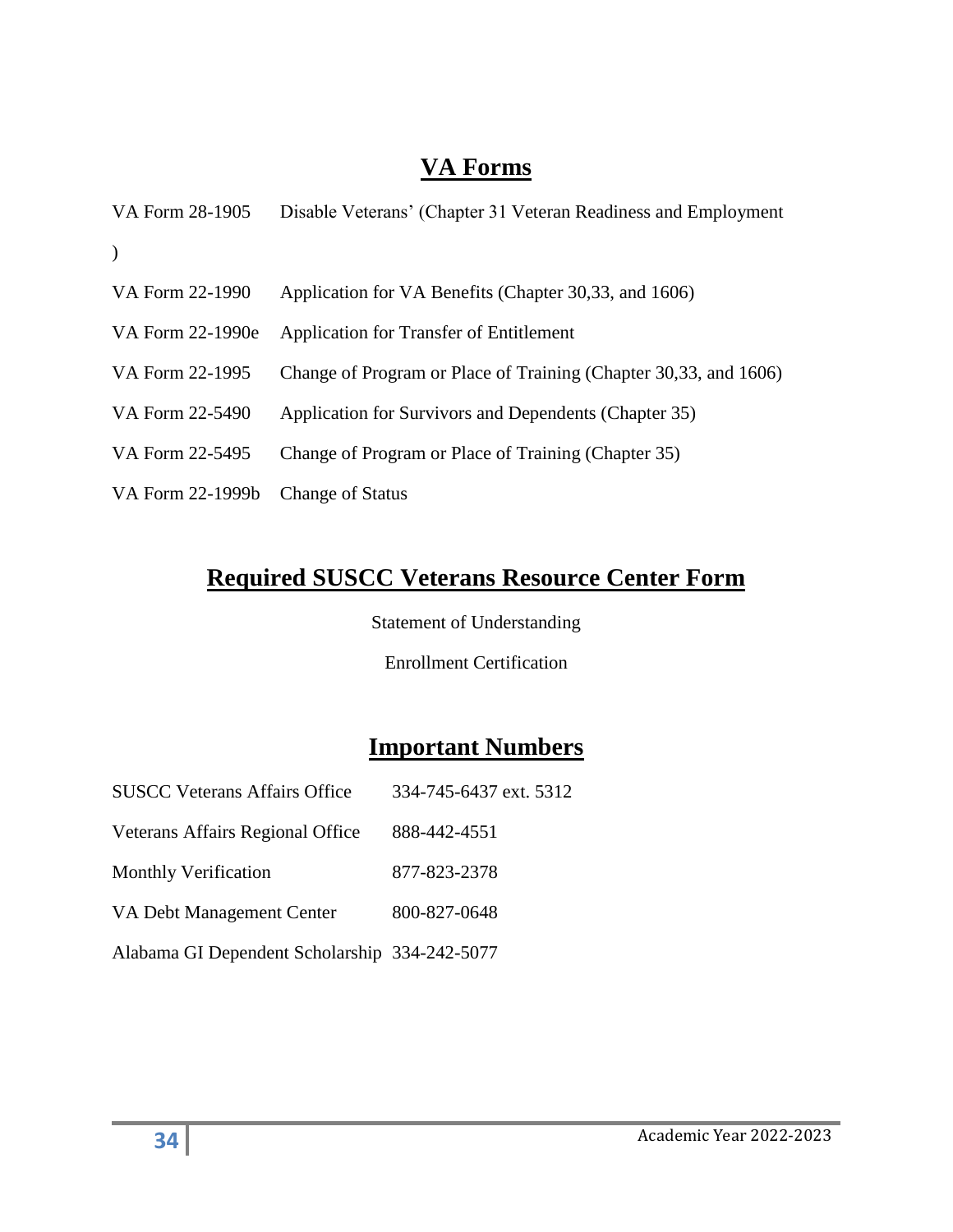## VA Forms

| | |
|---|---|
| VA Form 28-1905 | Disable Veterans' (Chapter 31 Veteran Readiness and Employment ) |
| VA Form 22-1990 | Application for VA Benefits (Chapter 30,33, and 1606) |
| VA Form 22-1990e | Application for Transfer of Entitlement |
| VA Form 22-1995 | Change of Program or Place of Training (Chapter 30,33, and 1606) |
| VA Form 22-5490 | Application for Survivors and Dependents (Chapter 35) |
| VA Form 22-5495 | Change of Program or Place of Training (Chapter 35) |
| VA Form 22-1999b | Change of Status |

## Required SUSCC Veterans Resource Center Form

Statement of Understanding

Enrollment Certification

## Important Numbers

| | |
|---|---|
| SUSCC Veterans Affairs Office | 334-745-6437 ext. 5312 |
| Veterans Affairs Regional Office | 888-442-4551 |
| Monthly Verification | 877-823-2378 |
| VA Debt Management Center | 800-827-0648 |
| Alabama GI Dependent Scholarship | 334-242-5077 |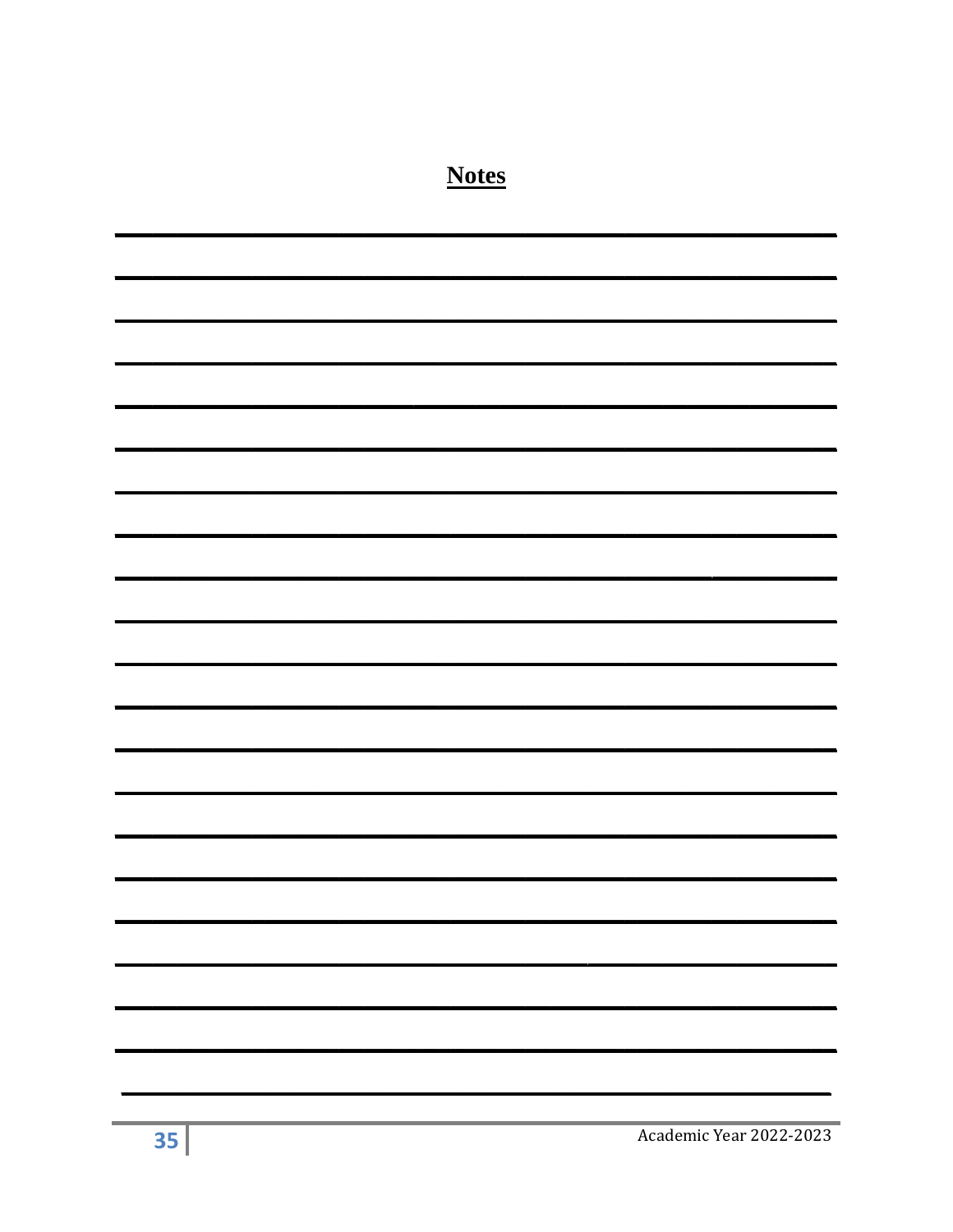## Notes